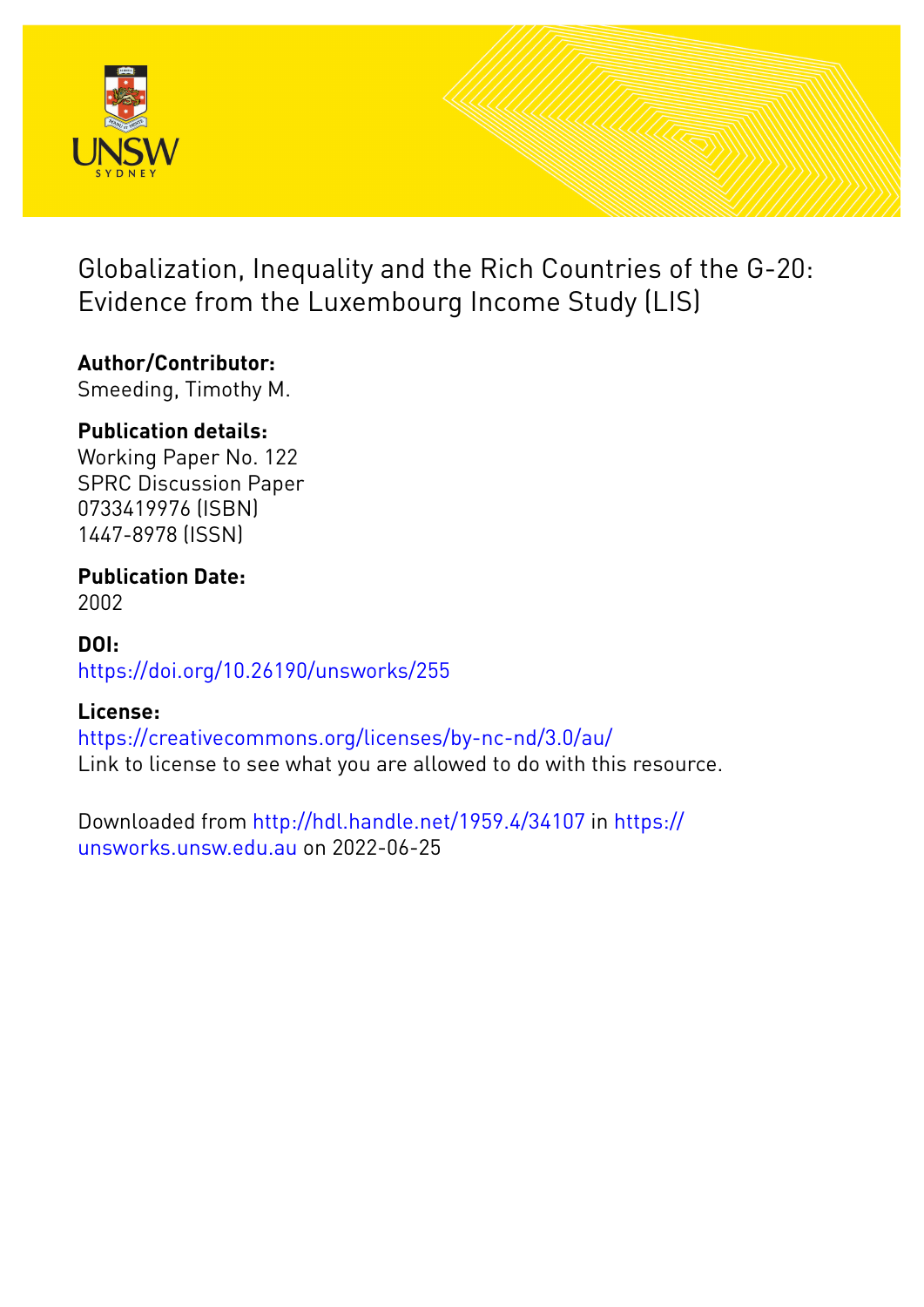# Globalization, Inequality and the Rich Countries of the G-20: Evidence from the Luxembourg Income Study (LIS)

**Author/Contributor:**
Smeeding, Timothy M.

**Publication details:**
Working Paper No. 122
SPRC Discussion Paper
0733419976 (ISBN)
1447-8978 (ISSN)

**Publication Date:**
2002

**DOI:**
https://doi.org/10.26190/unsworks/255

**License:**
https://creativecommons.org/licenses/by-nc-nd/3.0/au/
Link to license to see what you are allowed to do with this resource.

Downloaded from http://hdl.handle.net/1959.4/34107 in https://unsworks.unsw.edu.au on 2022-06-25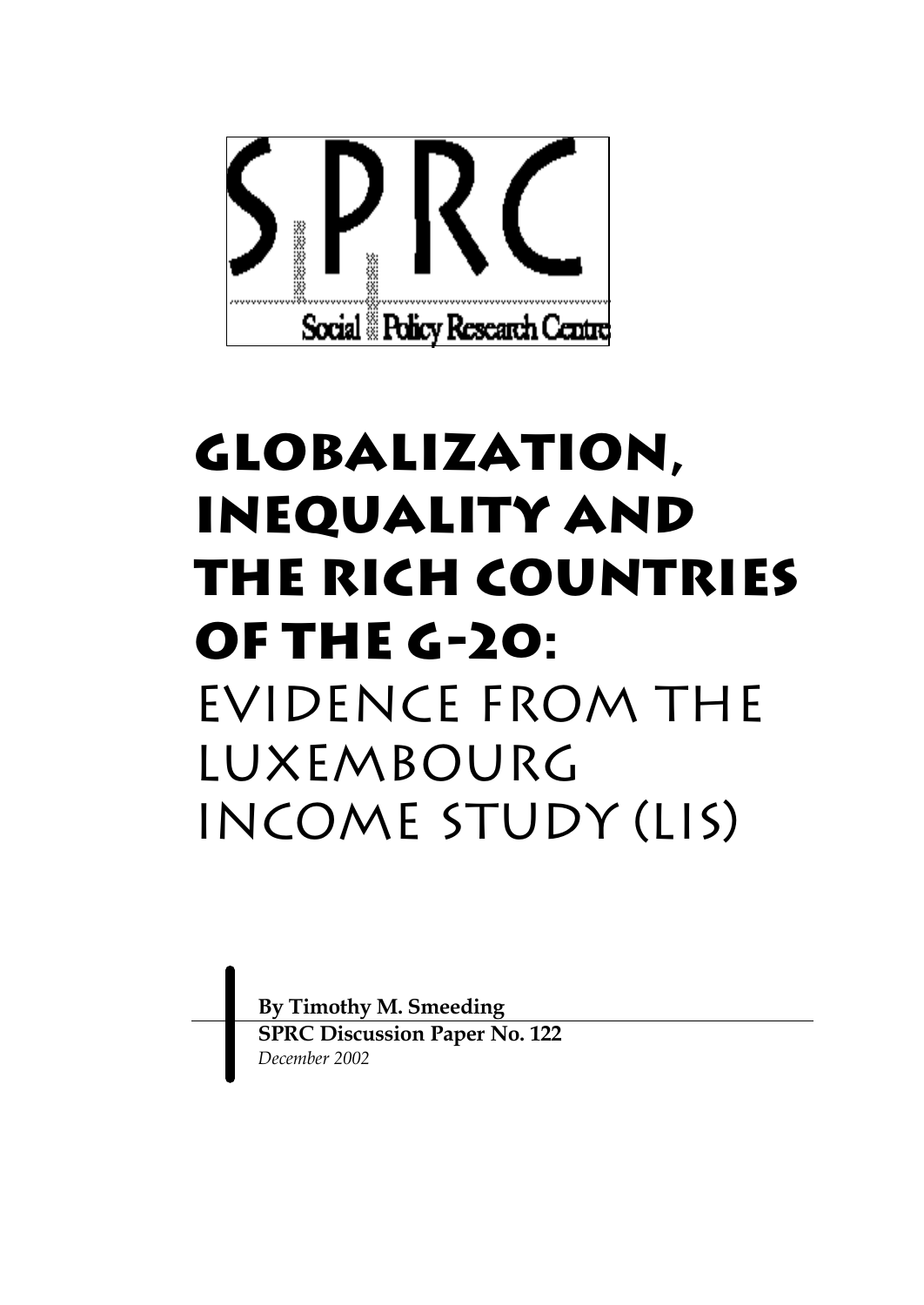SPRC

Social Policy Research Centre

# Globalization, Inequality and the Rich Countries of the G-20:

## Evidence from the Luxembourg Income Study (LIS)

**By Timothy M. Smeeding**
**SPRC Discussion Paper No. 122**
*December 2002*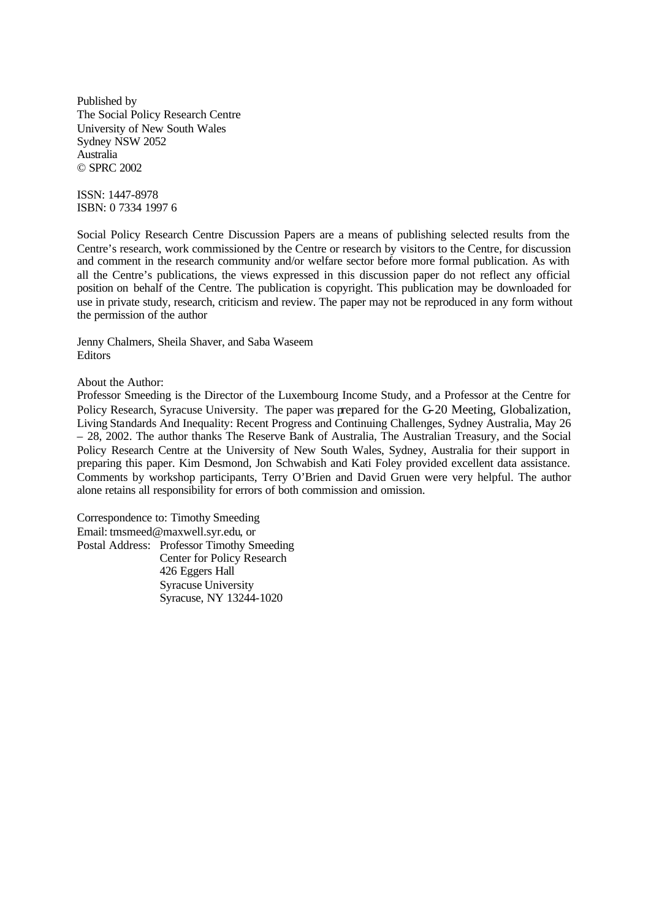Published by
The Social Policy Research Centre
University of New South Wales
Sydney NSW 2052
Australia
© SPRC 2002

ISSN: 1447-8978
ISBN: 0 7334 1997 6

Social Policy Research Centre Discussion Papers are a means of publishing selected results from the Centre's research, work commissioned by the Centre or research by visitors to the Centre, for discussion and comment in the research community and/or welfare sector before more formal publication. As with all the Centre's publications, the views expressed in this discussion paper do not reflect any official position on behalf of the Centre. The publication is copyright. This publication may be downloaded for use in private study, research, criticism and review. The paper may not be reproduced in any form without the permission of the author

Jenny Chalmers, Sheila Shaver, and Saba Waseem
Editors

About the Author:
Professor Smeeding is the Director of the Luxembourg Income Study, and a Professor at the Centre for Policy Research, Syracuse University. The paper was prepared for the G-20 Meeting, Globalization, Living Standards And Inequality: Recent Progress and Continuing Challenges, Sydney Australia, May 26 – 28, 2002. The author thanks The Reserve Bank of Australia, The Australian Treasury, and the Social Policy Research Centre at the University of New South Wales, Sydney, Australia for their support in preparing this paper. Kim Desmond, Jon Schwabish and Kati Foley provided excellent data assistance. Comments by workshop participants, Terry O'Brien and David Gruen were very helpful. The author alone retains all responsibility for errors of both commission and omission.

Correspondence to: Timothy Smeeding
Email: tmsmeed@maxwell.syr.edu, or
Postal Address: Professor Timothy Smeeding
Center for Policy Research
426 Eggers Hall
Syracuse University
Syracuse, NY 13244-1020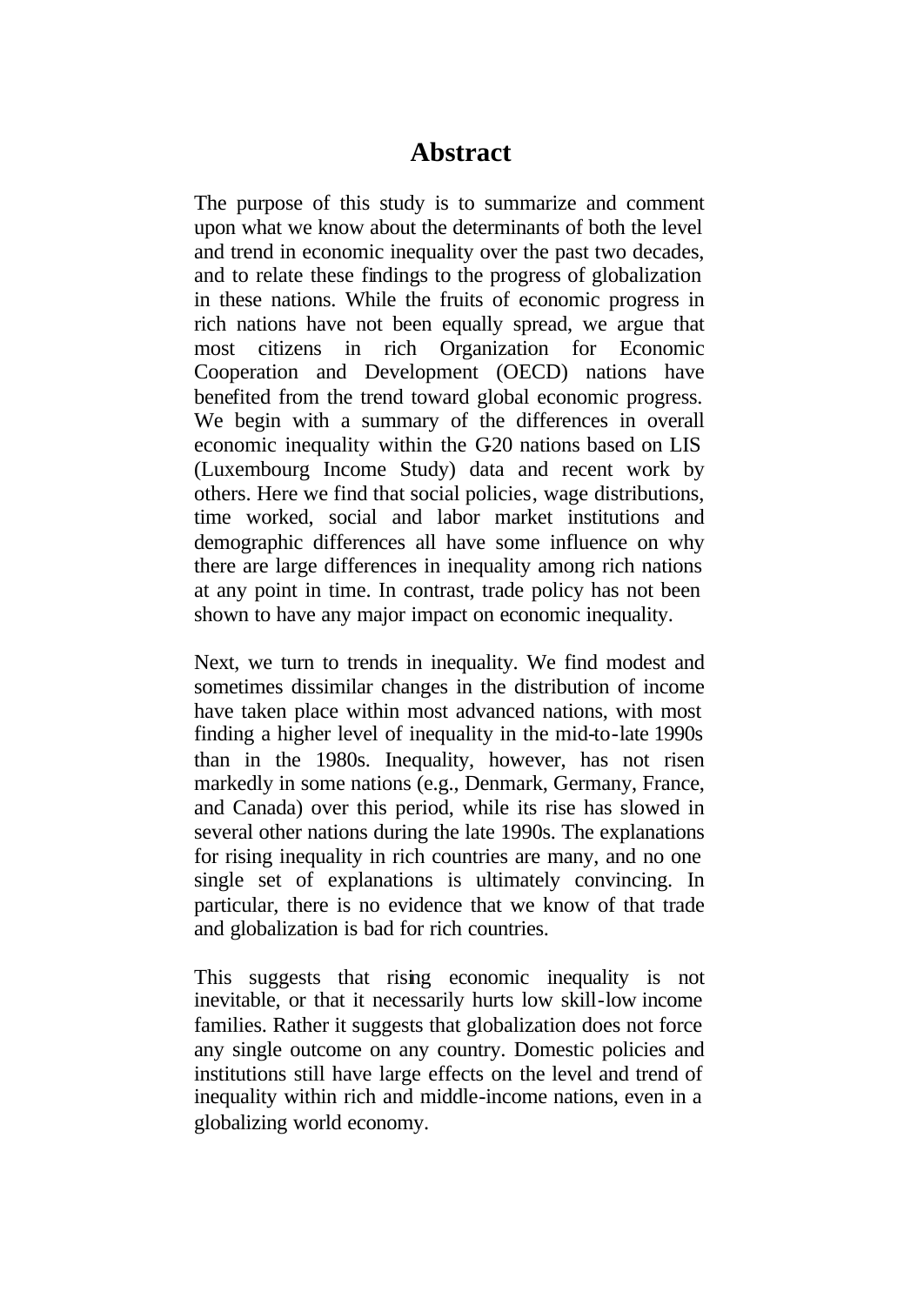# Abstract

The purpose of this study is to summarize and comment upon what we know about the determinants of both the level and trend in economic inequality over the past two decades, and to relate these findings to the progress of globalization in these nations. While the fruits of economic progress in rich nations have not been equally spread, we argue that most citizens in rich Organization for Economic Cooperation and Development (OECD) nations have benefited from the trend toward global economic progress. We begin with a summary of the differences in overall economic inequality within the G20 nations based on LIS (Luxembourg Income Study) data and recent work by others. Here we find that social policies, wage distributions, time worked, social and labor market institutions and demographic differences all have some influence on why there are large differences in inequality among rich nations at any point in time. In contrast, trade policy has not been shown to have any major impact on economic inequality.

Next, we turn to trends in inequality. We find modest and sometimes dissimilar changes in the distribution of income have taken place within most advanced nations, with most finding a higher level of inequality in the mid-to-late 1990s than in the 1980s. Inequality, however, has not risen markedly in some nations (e.g., Denmark, Germany, France, and Canada) over this period, while its rise has slowed in several other nations during the late 1990s. The explanations for rising inequality in rich countries are many, and no one single set of explanations is ultimately convincing. In particular, there is no evidence that we know of that trade and globalization is bad for rich countries.

This suggests that rising economic inequality is not inevitable, or that it necessarily hurts low skill-low income families. Rather it suggests that globalization does not force any single outcome on any country. Domestic policies and institutions still have large effects on the level and trend of inequality within rich and middle-income nations, even in a globalizing world economy.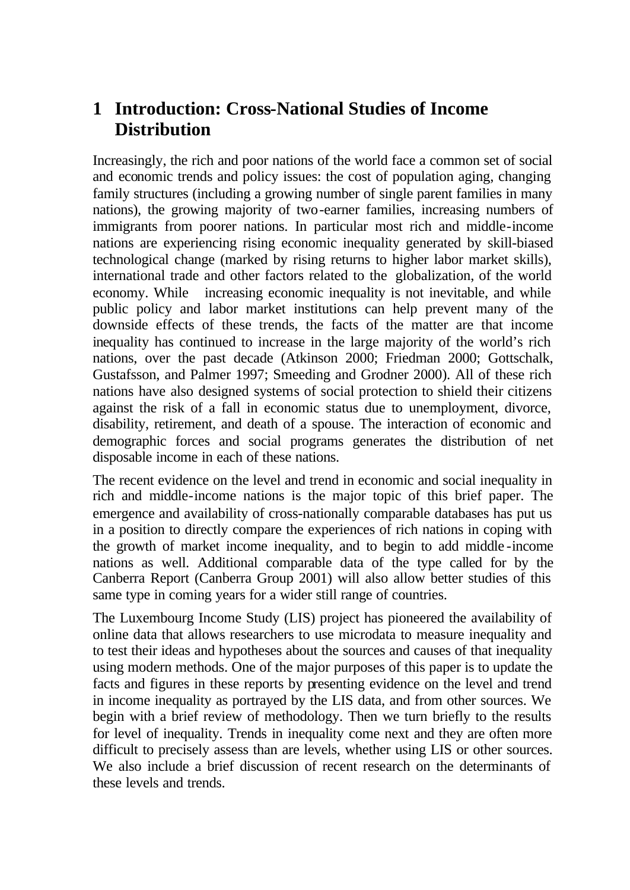# 1 Introduction: Cross-National Studies of Income Distribution

Increasingly, the rich and poor nations of the world face a common set of social and economic trends and policy issues: the cost of population aging, changing family structures (including a growing number of single parent families in many nations), the growing majority of two-earner families, increasing numbers of immigrants from poorer nations. In particular most rich and middle-income nations are experiencing rising economic inequality generated by skill-biased technological change (marked by rising returns to higher labor market skills), international trade and other factors related to the globalization, of the world economy. While increasing economic inequality is not inevitable, and while public policy and labor market institutions can help prevent many of the downside effects of these trends, the facts of the matter are that income inequality has continued to increase in the large majority of the world's rich nations, over the past decade (Atkinson 2000; Friedman 2000; Gottschalk, Gustafsson, and Palmer 1997; Smeeding and Grodner 2000). All of these rich nations have also designed systems of social protection to shield their citizens against the risk of a fall in economic status due to unemployment, divorce, disability, retirement, and death of a spouse. The interaction of economic and demographic forces and social programs generates the distribution of net disposable income in each of these nations.

The recent evidence on the level and trend in economic and social inequality in rich and middle-income nations is the major topic of this brief paper. The emergence and availability of cross-nationally comparable databases has put us in a position to directly compare the experiences of rich nations in coping with the growth of market income inequality, and to begin to add middle-income nations as well. Additional comparable data of the type called for by the Canberra Report (Canberra Group 2001) will also allow better studies of this same type in coming years for a wider still range of countries.

The Luxembourg Income Study (LIS) project has pioneered the availability of online data that allows researchers to use microdata to measure inequality and to test their ideas and hypotheses about the sources and causes of that inequality using modern methods. One of the major purposes of this paper is to update the facts and figures in these reports by presenting evidence on the level and trend in income inequality as portrayed by the LIS data, and from other sources. We begin with a brief review of methodology. Then we turn briefly to the results for level of inequality. Trends in inequality come next and they are often more difficult to precisely assess than are levels, whether using LIS or other sources. We also include a brief discussion of recent research on the determinants of these levels and trends.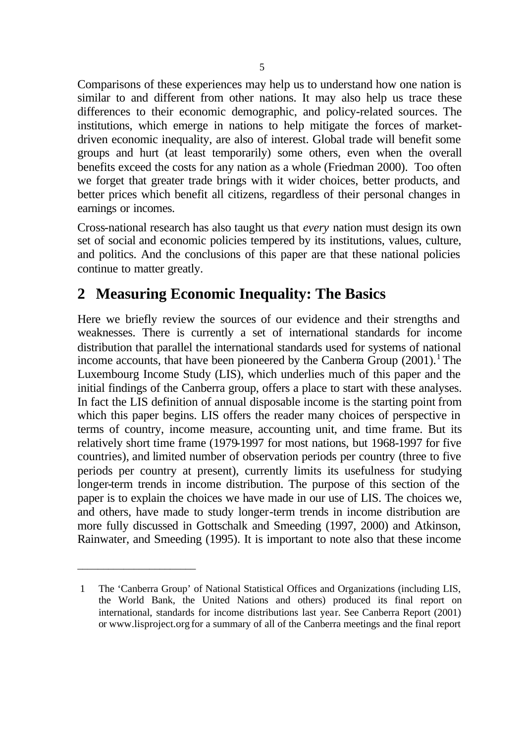Comparisons of these experiences may help us to understand how one nation is similar to and different from other nations. It may also help us trace these differences to their economic demographic, and policy-related sources. The institutions, which emerge in nations to help mitigate the forces of market-driven economic inequality, are also of interest. Global trade will benefit some groups and hurt (at least temporarily) some others, even when the overall benefits exceed the costs for any nation as a whole (Friedman 2000). Too often we forget that greater trade brings with it wider choices, better products, and better prices which benefit all citizens, regardless of their personal changes in earnings or incomes.

Cross-national research has also taught us that *every* nation must design its own set of social and economic policies tempered by its institutions, values, culture, and politics. And the conclusions of this paper are that these national policies continue to matter greatly.

## 2 Measuring Economic Inequality: The Basics

Here we briefly review the sources of our evidence and their strengths and weaknesses. There is currently a set of international standards for income distribution that parallel the international standards used for systems of national income accounts, that have been pioneered by the Canberra Group (2001).[1] The Luxembourg Income Study (LIS), which underlies much of this paper and the initial findings of the Canberra group, offers a place to start with these analyses. In fact the LIS definition of annual disposable income is the starting point from which this paper begins. LIS offers the reader many choices of perspective in terms of country, income measure, accounting unit, and time frame. But its relatively short time frame (1979-1997 for most nations, but 1968-1997 for five countries), and limited number of observation periods per country (three to five periods per country at present), currently limits its usefulness for studying longer-term trends in income distribution. The purpose of this section of the paper is to explain the choices we have made in our use of LIS. The choices we, and others, have made to study longer-term trends in income distribution are more fully discussed in Gottschalk and Smeeding (1997, 2000) and Atkinson, Rainwater, and Smeeding (1995). It is important to note also that these income

---

1 The 'Canberra Group' of National Statistical Offices and Organizations (including LIS, the World Bank, the United Nations and others) produced its final report on international, standards for income distributions last year. See Canberra Report (2001) or www.lisproject.org for a summary of all of the Canberra meetings and the final report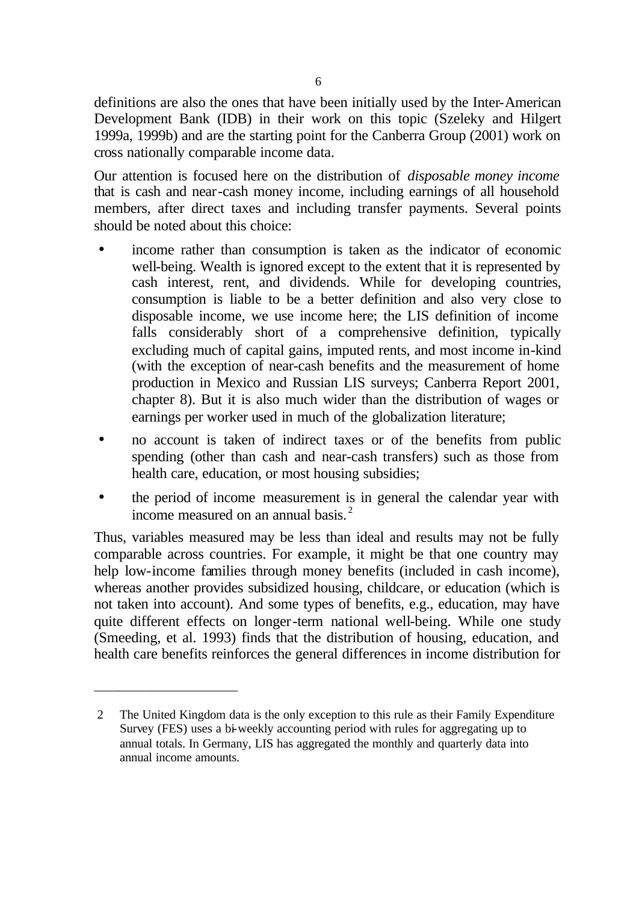definitions are also the ones that have been initially used by the Inter-American Development Bank (IDB) in their work on this topic (Szeleky and Hilgert 1999a, 1999b) and are the starting point for the Canberra Group (2001) work on cross nationally comparable income data.

Our attention is focused here on the distribution of *disposable money income* that is cash and near-cash money income, including earnings of all household members, after direct taxes and including transfer payments. Several points should be noted about this choice:

- income rather than consumption is taken as the indicator of economic well-being. Wealth is ignored except to the extent that it is represented by cash interest, rent, and dividends. While for developing countries, consumption is liable to be a better definition and also very close to disposable income, we use income here; the LIS definition of income falls considerably short of a comprehensive definition, typically excluding much of capital gains, imputed rents, and most income in-kind (with the exception of near-cash benefits and the measurement of home production in Mexico and Russian LIS surveys; Canberra Report 2001, chapter 8). But it is also much wider than the distribution of wages or earnings per worker used in much of the globalization literature;
- no account is taken of indirect taxes or of the benefits from public spending (other than cash and near-cash transfers) such as those from health care, education, or most housing subsidies;
- the period of income measurement is in general the calendar year with income measured on an annual basis.[2]

Thus, variables measured may be less than ideal and results may not be fully comparable across countries. For example, it might be that one country may help low-income families through money benefits (included in cash income), whereas another provides subsidized housing, childcare, or education (which is not taken into account). And some types of benefits, e.g., education, may have quite different effects on longer-term national well-being. While one study (Smeeding, et al. 1993) finds that the distribution of housing, education, and health care benefits reinforces the general differences in income distribution for

---

2 The United Kingdom data is the only exception to this rule as their Family Expenditure Survey (FES) uses a bi-weekly accounting period with rules for aggregating up to annual totals. In Germany, LIS has aggregated the monthly and quarterly data into annual income amounts.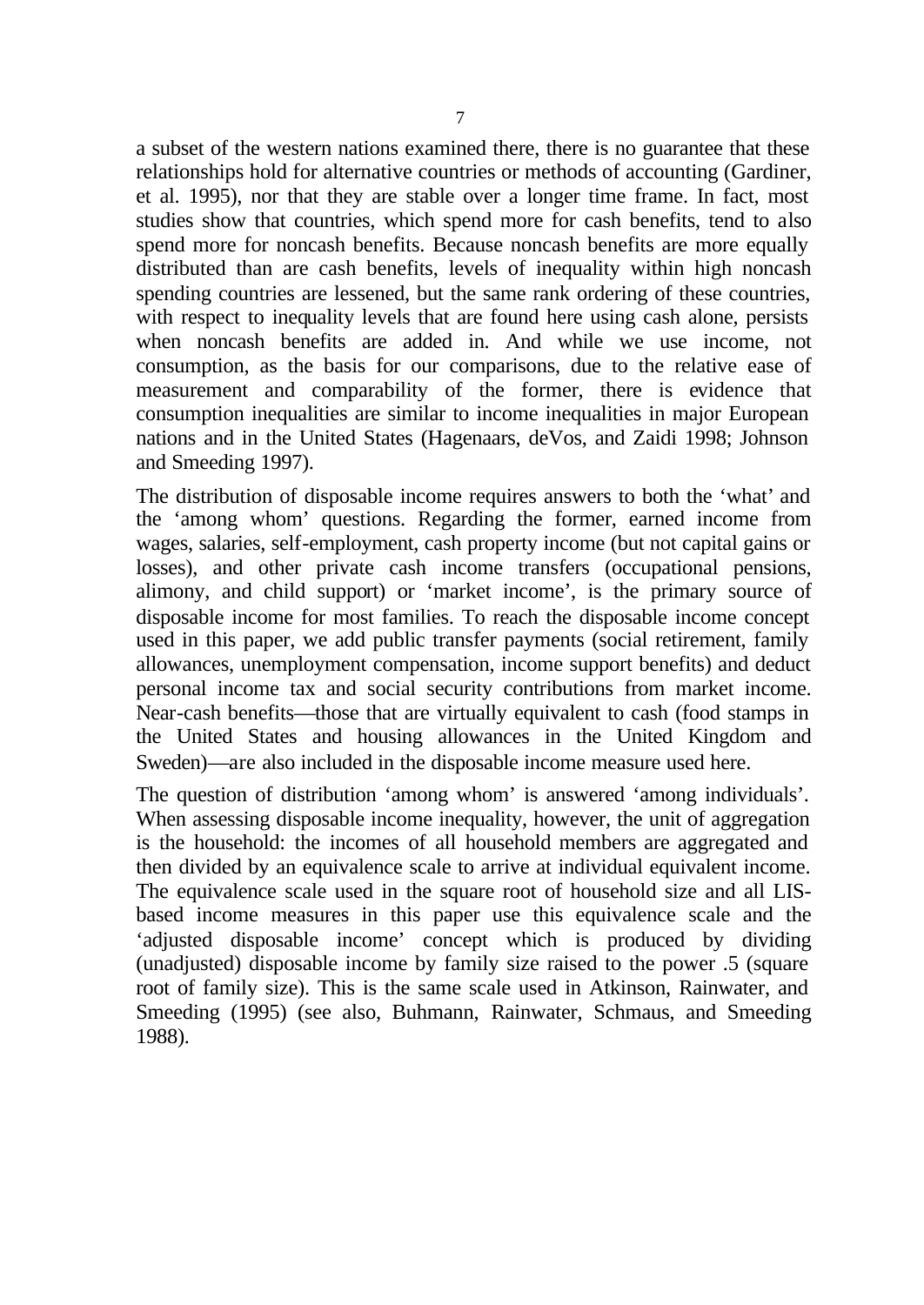a subset of the western nations examined there, there is no guarantee that these relationships hold for alternative countries or methods of accounting (Gardiner, et al. 1995), nor that they are stable over a longer time frame. In fact, most studies show that countries, which spend more for cash benefits, tend to also spend more for noncash benefits. Because noncash benefits are more equally distributed than are cash benefits, levels of inequality within high noncash spending countries are lessened, but the same rank ordering of these countries, with respect to inequality levels that are found here using cash alone, persists when noncash benefits are added in. And while we use income, not consumption, as the basis for our comparisons, due to the relative ease of measurement and comparability of the former, there is evidence that consumption inequalities are similar to income inequalities in major European nations and in the United States (Hagenaars, deVos, and Zaidi 1998; Johnson and Smeeding 1997).

The distribution of disposable income requires answers to both the 'what' and the 'among whom' questions. Regarding the former, earned income from wages, salaries, self-employment, cash property income (but not capital gains or losses), and other private cash income transfers (occupational pensions, alimony, and child support) or 'market income', is the primary source of disposable income for most families. To reach the disposable income concept used in this paper, we add public transfer payments (social retirement, family allowances, unemployment compensation, income support benefits) and deduct personal income tax and social security contributions from market income. Near-cash benefits—those that are virtually equivalent to cash (food stamps in the United States and housing allowances in the United Kingdom and Sweden)—are also included in the disposable income measure used here.

The question of distribution 'among whom' is answered 'among individuals'. When assessing disposable income inequality, however, the unit of aggregation is the household: the incomes of all household members are aggregated and then divided by an equivalence scale to arrive at individual equivalent income. The equivalence scale used in the square root of household size and all LIS-based income measures in this paper use this equivalence scale and the 'adjusted disposable income' concept which is produced by dividing (unadjusted) disposable income by family size raised to the power .5 (square root of family size). This is the same scale used in Atkinson, Rainwater, and Smeeding (1995) (see also, Buhmann, Rainwater, Schmaus, and Smeeding 1988).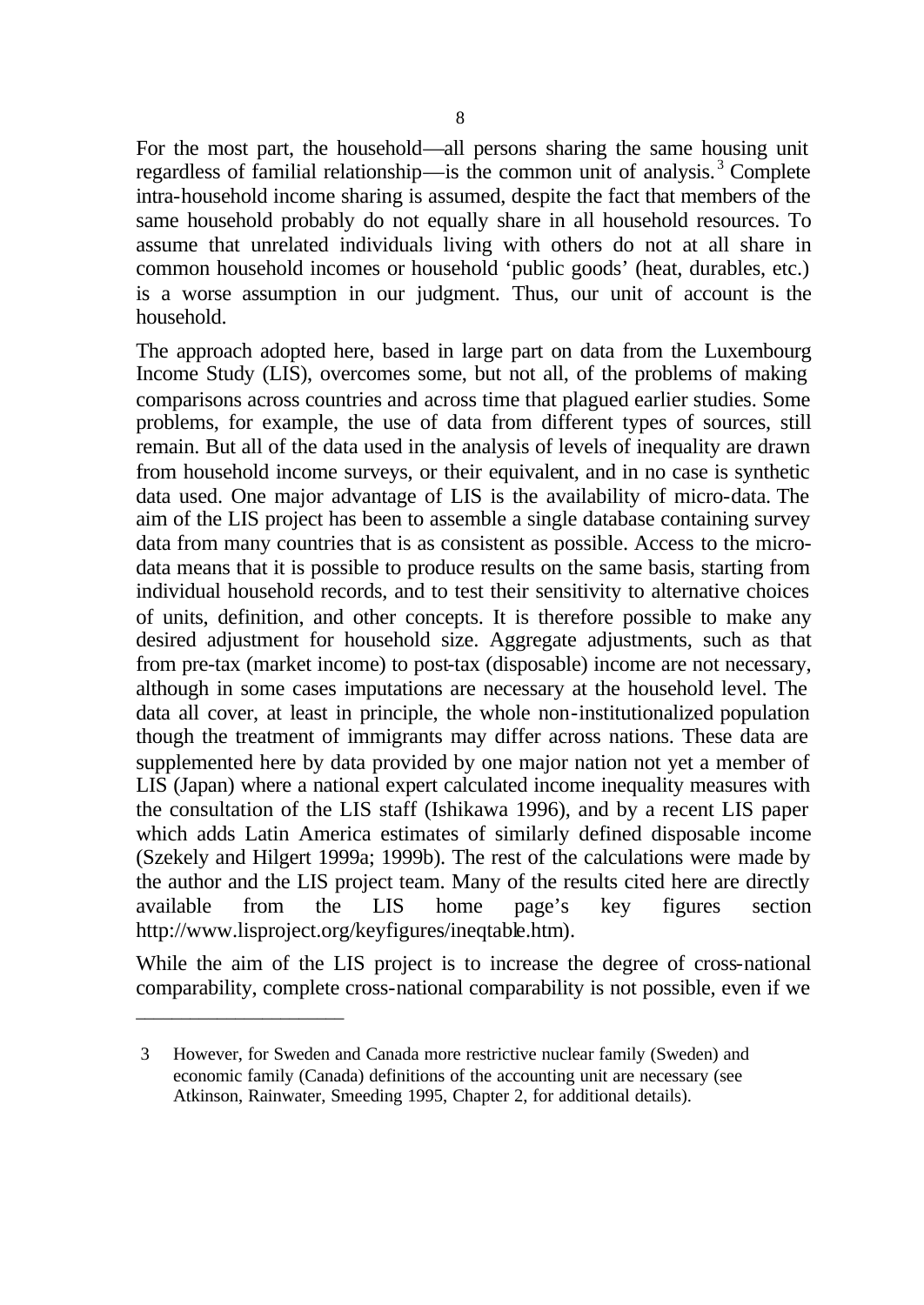For the most part, the household—all persons sharing the same housing unit regardless of familial relationship—is the common unit of analysis.[3] Complete intra-household income sharing is assumed, despite the fact that members of the same household probably do not equally share in all household resources. To assume that unrelated individuals living with others do not at all share in common household incomes or household 'public goods' (heat, durables, etc.) is a worse assumption in our judgment. Thus, our unit of account is the household.

The approach adopted here, based in large part on data from the Luxembourg Income Study (LIS), overcomes some, but not all, of the problems of making comparisons across countries and across time that plagued earlier studies. Some problems, for example, the use of data from different types of sources, still remain. But all of the data used in the analysis of levels of inequality are drawn from household income surveys, or their equivalent, and in no case is synthetic data used. One major advantage of LIS is the availability of micro-data. The aim of the LIS project has been to assemble a single database containing survey data from many countries that is as consistent as possible. Access to the micro-data means that it is possible to produce results on the same basis, starting from individual household records, and to test their sensitivity to alternative choices of units, definition, and other concepts. It is therefore possible to make any desired adjustment for household size. Aggregate adjustments, such as that from pre-tax (market income) to post-tax (disposable) income are not necessary, although in some cases imputations are necessary at the household level. The data all cover, at least in principle, the whole non-institutionalized population though the treatment of immigrants may differ across nations. These data are supplemented here by data provided by one major nation not yet a member of LIS (Japan) where a national expert calculated income inequality measures with the consultation of the LIS staff (Ishikawa 1996), and by a recent LIS paper which adds Latin America estimates of similarly defined disposable income (Szekely and Hilgert 1999a; 1999b). The rest of the calculations were made by the author and the LIS project team. Many of the results cited here are directly available from the LIS home page's key figures section http://www.lisproject.org/keyfigures/ineqtable.htm).

While the aim of the LIS project is to increase the degree of cross-national comparability, complete cross-national comparability is not possible, even if we

---

3 However, for Sweden and Canada more restrictive nuclear family (Sweden) and economic family (Canada) definitions of the accounting unit are necessary (see Atkinson, Rainwater, Smeeding 1995, Chapter 2, for additional details).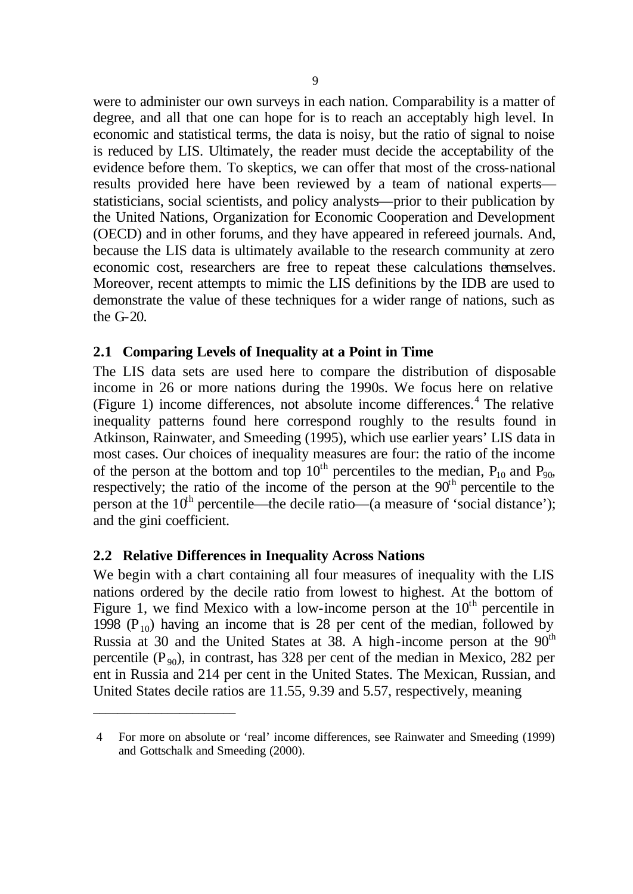were to administer our own surveys in each nation. Comparability is a matter of degree, and all that one can hope for is to reach an acceptably high level. In economic and statistical terms, the data is noisy, but the ratio of signal to noise is reduced by LIS. Ultimately, the reader must decide the acceptability of the evidence before them. To skeptics, we can offer that most of the cross-national results provided here have been reviewed by a team of national experts—statisticians, social scientists, and policy analysts—prior to their publication by the United Nations, Organization for Economic Cooperation and Development (OECD) and in other forums, and they have appeared in refereed journals. And, because the LIS data is ultimately available to the research community at zero economic cost, researchers are free to repeat these calculations themselves. Moreover, recent attempts to mimic the LIS definitions by the IDB are used to demonstrate the value of these techniques for a wider range of nations, such as the G-20.

## 2.1 Comparing Levels of Inequality at a Point in Time

The LIS data sets are used here to compare the distribution of disposable income in 26 or more nations during the 1990s. We focus here on relative (Figure 1) income differences, not absolute income differences.[4] The relative inequality patterns found here correspond roughly to the results found in Atkinson, Rainwater, and Smeeding (1995), which use earlier years' LIS data in most cases. Our choices of inequality measures are four: the ratio of the income of the person at the bottom and top 10th percentiles to the median, $P_{10}$ and $P_{90}$, respectively; the ratio of the income of the person at the 90th percentile to the person at the 10th percentile—the decile ratio—(a measure of 'social distance'); and the gini coefficient.

## 2.2 Relative Differences in Inequality Across Nations

We begin with a chart containing all four measures of inequality with the LIS nations ordered by the decile ratio from lowest to highest. At the bottom of Figure 1, we find Mexico with a low-income person at the 10th percentile in 1998 ($P_{10}$) having an income that is 28 per cent of the median, followed by Russia at 30 and the United States at 38. A high-income person at the 90th percentile ($P_{90}$), in contrast, has 328 per cent of the median in Mexico, 282 per ent in Russia and 214 per cent in the United States. The Mexican, Russian, and United States decile ratios are 11.55, 9.39 and 5.57, respectively, meaning

---

4 For more on absolute or 'real' income differences, see Rainwater and Smeeding (1999) and Gottschalk and Smeeding (2000).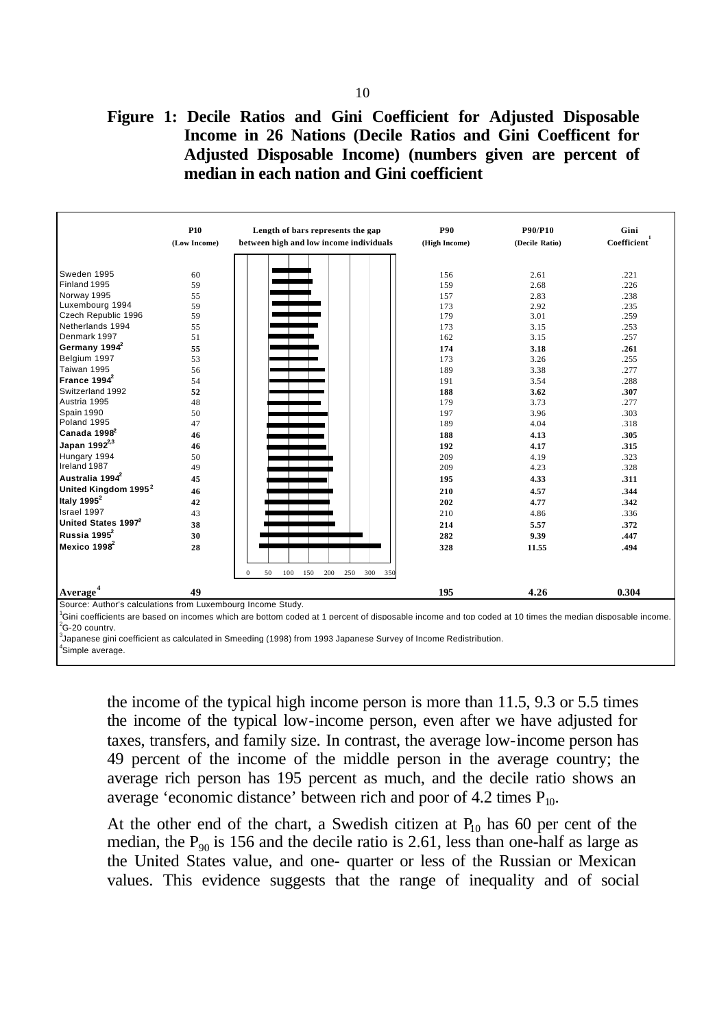**Figure 1: Decile Ratios and Gini Coefficient for Adjusted Disposable Income in 26 Nations (Decile Ratios and Gini Coefficent for Adjusted Disposable Income) (numbers given are percent of median in each nation and Gini coefficient**

| | P10 (Low Income) | Length of bars represents the gap between high and low income individuals | P90 (High Income) | P90/P10 (Decile Ratio) | Gini Coefficient[1] |
|---|---|---|---|---|---|
| Sweden 1995 | 60 | | 156 | 2.61 | .221 |
| Finland 1995 | 59 | | 159 | 2.68 | .226 |
| Norway 1995 | 55 | | 157 | 2.83 | .238 |
| Luxembourg 1994 | 59 | | 173 | 2.92 | .235 |
| Czech Republic 1996 | 59 | | 179 | 3.01 | .259 |
| Netherlands 1994 | 55 | | 173 | 3.15 | .253 |
| Denmark 1997 | 51 | | 162 | 3.15 | .257 |
| **Germany 1994[2]** | **55** | | **174** | **3.18** | **.261** |
| Belgium 1997 | 53 | | 173 | 3.26 | .255 |
| Taiwan 1995 | 56 | | 189 | 3.38 | .277 |
| **France 1994[2]** | 54 | | 191 | 3.54 | .288 |
| Switzerland 1992 | **52** | | **188** | **3.62** | **.307** |
| Austria 1995 | 48 | | 179 | 3.73 | .277 |
| Spain 1990 | 50 | | 197 | 3.96 | .303 |
| Poland 1995 | 47 | | 189 | 4.04 | .318 |
| **Canada 1998[2]** | **46** | | **188** | **4.13** | **.305** |
| **Japan 1992[2,3]** | **46** | | **192** | **4.17** | **.315** |
| Hungary 1994 | 50 | | 209 | 4.19 | .323 |
| Ireland 1987 | 49 | | 209 | 4.23 | .328 |
| **Australia 1994[2]** | **45** | | **195** | **4.33** | **.311** |
| **United Kingdom 1995[2]** | **46** | | **210** | **4.57** | **.344** |
| **Italy 1995[2]** | **42** | | **202** | **4.77** | **.342** |
| Israel 1997 | 43 | | 210 | 4.86 | .336 |
| **United States 1997[2]** | **38** | | **214** | **5.57** | **.372** |
| **Russia 1995[2]** | **30** | | **282** | **9.39** | **.447** |
| **Mexico 1998[2]** | **28** | | **328** | **11.55** | **.494** |
| **Average[4]** | **49** | | **195** | **4.26** | **0.304** |

Source: Author's calculations from Luxembourg Income Study.

[1]Gini coefficients are based on incomes which are bottom coded at 1 percent of disposable income and top coded at 10 times the median disposable income.

[2]G-20 country.

[3]Japanese gini coefficient as calculated in Smeeding (1998) from 1993 Japanese Survey of Income Redistribution.

[4]Simple average.

the income of the typical high income person is more than 11.5, 9.3 or 5.5 times the income of the typical low-income person, even after we have adjusted for taxes, transfers, and family size. In contrast, the average low-income person has 49 percent of the income of the middle person in the average country; the average rich person has 195 percent as much, and the decile ratio shows an average 'economic distance' between rich and poor of 4.2 times $P_{10}$.

At the other end of the chart, a Swedish citizen at $P_{10}$ has 60 per cent of the median, the $P_{90}$ is 156 and the decile ratio is 2.61, less than one-half as large as the United States value, and one- quarter or less of the Russian or Mexican values. This evidence suggests that the range of inequality and of social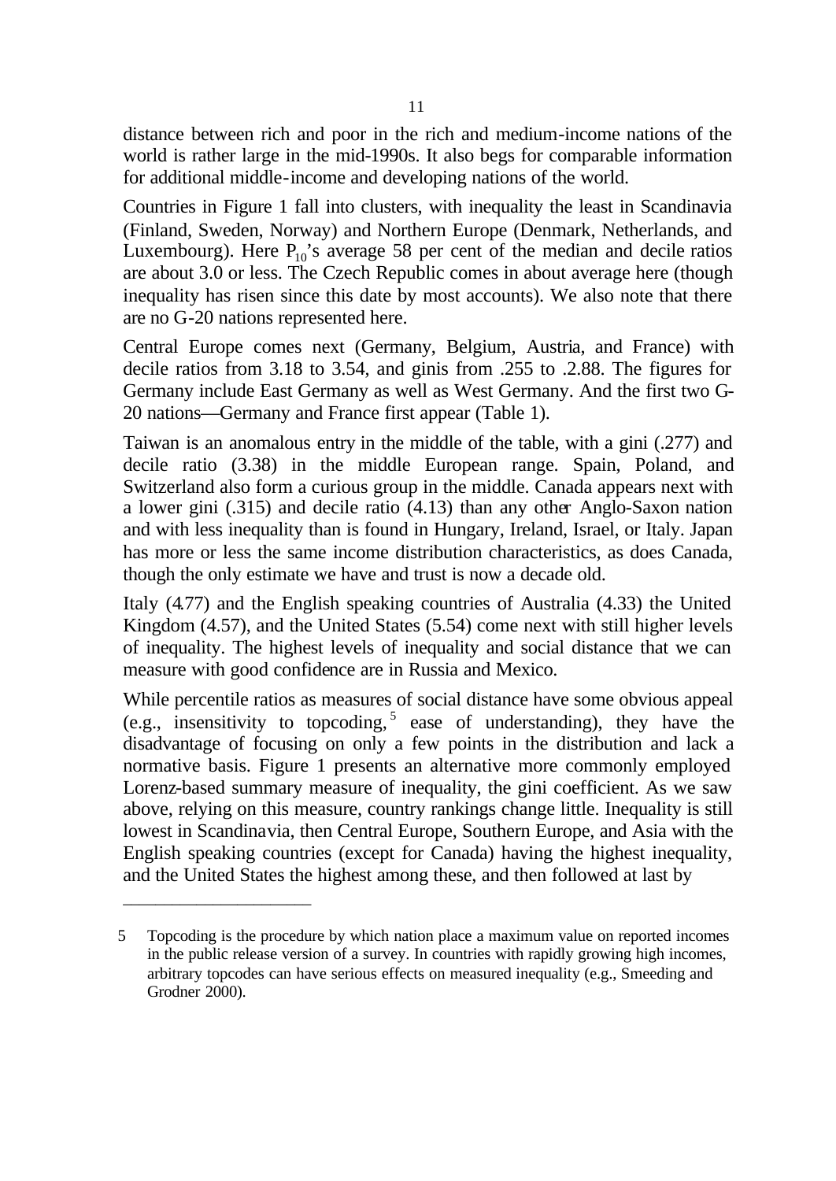distance between rich and poor in the rich and medium-income nations of the world is rather large in the mid-1990s. It also begs for comparable information for additional middle-income and developing nations of the world.

Countries in Figure 1 fall into clusters, with inequality the least in Scandinavia (Finland, Sweden, Norway) and Northern Europe (Denmark, Netherlands, and Luxembourg). Here $P_{10}$'s average 58 per cent of the median and decile ratios are about 3.0 or less. The Czech Republic comes in about average here (though inequality has risen since this date by most accounts). We also note that there are no G-20 nations represented here.

Central Europe comes next (Germany, Belgium, Austria, and France) with decile ratios from 3.18 to 3.54, and ginis from .255 to .2.88. The figures for Germany include East Germany as well as West Germany. And the first two G-20 nations—Germany and France first appear (Table 1).

Taiwan is an anomalous entry in the middle of the table, with a gini (.277) and decile ratio (3.38) in the middle European range. Spain, Poland, and Switzerland also form a curious group in the middle. Canada appears next with a lower gini (.315) and decile ratio (4.13) than any other Anglo-Saxon nation and with less inequality than is found in Hungary, Ireland, Israel, or Italy. Japan has more or less the same income distribution characteristics, as does Canada, though the only estimate we have and trust is now a decade old.

Italy (4.77) and the English speaking countries of Australia (4.33) the United Kingdom (4.57), and the United States (5.54) come next with still higher levels of inequality. The highest levels of inequality and social distance that we can measure with good confidence are in Russia and Mexico.

While percentile ratios as measures of social distance have some obvious appeal (e.g., insensitivity to topcoding,[5] ease of understanding), they have the disadvantage of focusing on only a few points in the distribution and lack a normative basis. Figure 1 presents an alternative more commonly employed Lorenz-based summary measure of inequality, the gini coefficient. As we saw above, relying on this measure, country rankings change little. Inequality is still lowest in Scandinavia, then Central Europe, Southern Europe, and Asia with the English speaking countries (except for Canada) having the highest inequality, and the United States the highest among these, and then followed at last by

---

5 Topcoding is the procedure by which nation place a maximum value on reported incomes in the public release version of a survey. In countries with rapidly growing high incomes, arbitrary topcodes can have serious effects on measured inequality (e.g., Smeeding and Grodner 2000).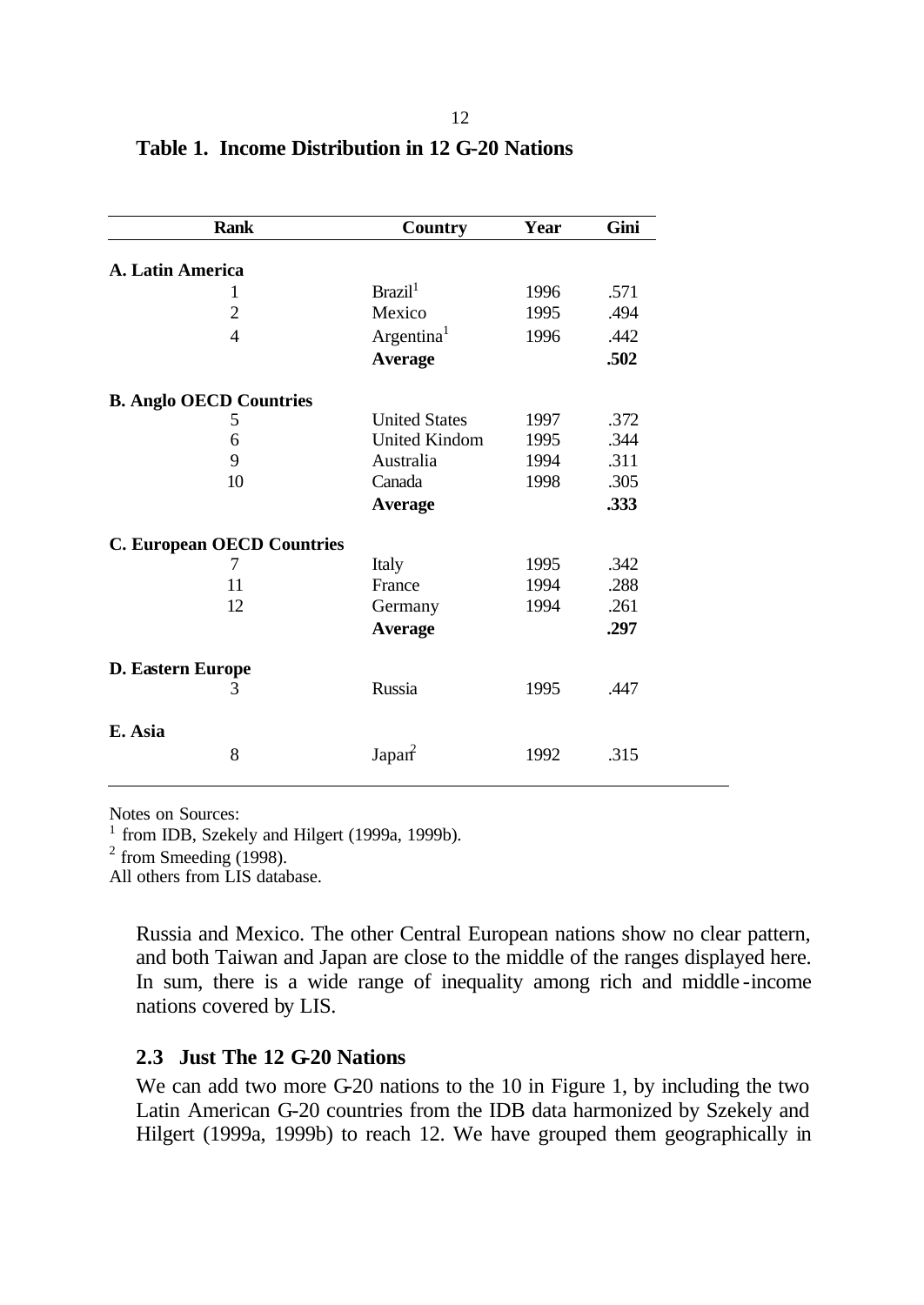**Table 1. Income Distribution in 12 G-20 Nations**

| Rank | Country | Year | Gini |
|---|---|---|---|
| **A. Latin America** | | | |
| 1 | Brazil[1] | 1996 | .571 |
| 2 | Mexico | 1995 | .494 |
| 4 | Argentina[1] | 1996 | .442 |
| | **Average** | | **.502** |
| **B. Anglo OECD Countries** | | | |
| 5 | United States | 1997 | .372 |
| 6 | United Kindom | 1995 | .344 |
| 9 | Australia | 1994 | .311 |
| 10 | Canada | 1998 | .305 |
| | **Average** | | **.333** |
| **C. European OECD Countries** | | | |
| 7 | Italy | 1995 | .342 |
| 11 | France | 1994 | .288 |
| 12 | Germany | 1994 | .261 |
| | **Average** | | **.297** |
| **D. Eastern Europe** | | | |
| 3 | Russia | 1995 | .447 |
| **E. Asia** | | | |
| 8 | Japan[2] | 1992 | .315 |

Notes on Sources:
[1] from IDB, Szekely and Hilgert (1999a, 1999b).
[2] from Smeeding (1998).
All others from LIS database.

Russia and Mexico. The other Central European nations show no clear pattern, and both Taiwan and Japan are close to the middle of the ranges displayed here. In sum, there is a wide range of inequality among rich and middle-income nations covered by LIS.

### 2.3 Just The 12 G-20 Nations

We can add two more G-20 nations to the 10 in Figure 1, by including the two Latin American G-20 countries from the IDB data harmonized by Szekely and Hilgert (1999a, 1999b) to reach 12. We have grouped them geographically in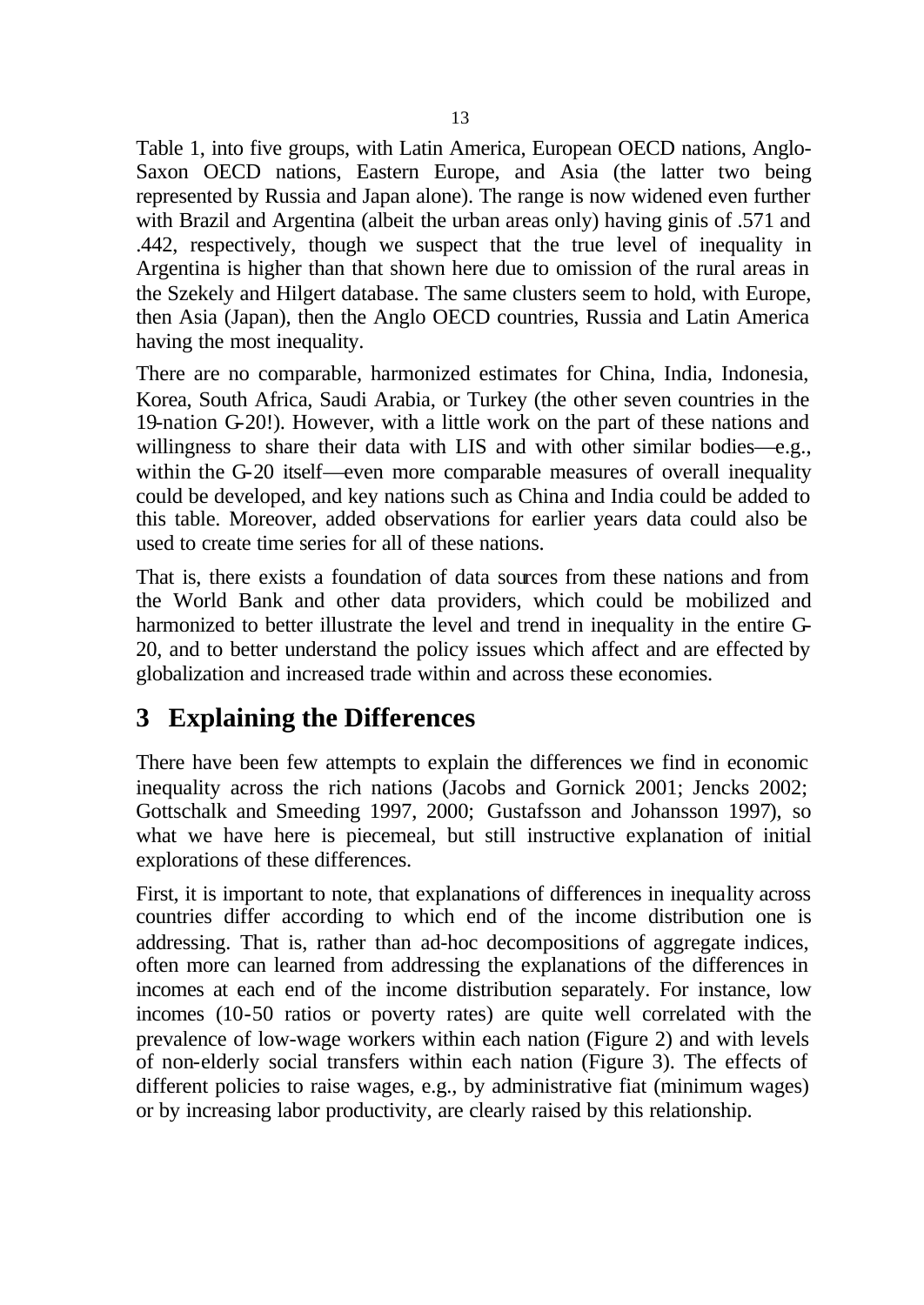Table 1, into five groups, with Latin America, European OECD nations, Anglo-Saxon OECD nations, Eastern Europe, and Asia (the latter two being represented by Russia and Japan alone). The range is now widened even further with Brazil and Argentina (albeit the urban areas only) having ginis of .571 and .442, respectively, though we suspect that the true level of inequality in Argentina is higher than that shown here due to omission of the rural areas in the Szekely and Hilgert database. The same clusters seem to hold, with Europe, then Asia (Japan), then the Anglo OECD countries, Russia and Latin America having the most inequality.

There are no comparable, harmonized estimates for China, India, Indonesia, Korea, South Africa, Saudi Arabia, or Turkey (the other seven countries in the 19-nation G-20!). However, with a little work on the part of these nations and willingness to share their data with LIS and with other similar bodies—e.g., within the G-20 itself—even more comparable measures of overall inequality could be developed, and key nations such as China and India could be added to this table. Moreover, added observations for earlier years data could also be used to create time series for all of these nations.

That is, there exists a foundation of data sources from these nations and from the World Bank and other data providers, which could be mobilized and harmonized to better illustrate the level and trend in inequality in the entire G-20, and to better understand the policy issues which affect and are effected by globalization and increased trade within and across these economies.

# 3 Explaining the Differences

There have been few attempts to explain the differences we find in economic inequality across the rich nations (Jacobs and Gornick 2001; Jencks 2002; Gottschalk and Smeeding 1997, 2000; Gustafsson and Johansson 1997), so what we have here is piecemeal, but still instructive explanation of initial explorations of these differences.

First, it is important to note, that explanations of differences in inequality across countries differ according to which end of the income distribution one is addressing. That is, rather than ad-hoc decompositions of aggregate indices, often more can learned from addressing the explanations of the differences in incomes at each end of the income distribution separately. For instance, low incomes (10-50 ratios or poverty rates) are quite well correlated with the prevalence of low-wage workers within each nation (Figure 2) and with levels of non-elderly social transfers within each nation (Figure 3). The effects of different policies to raise wages, e.g., by administrative fiat (minimum wages) or by increasing labor productivity, are clearly raised by this relationship.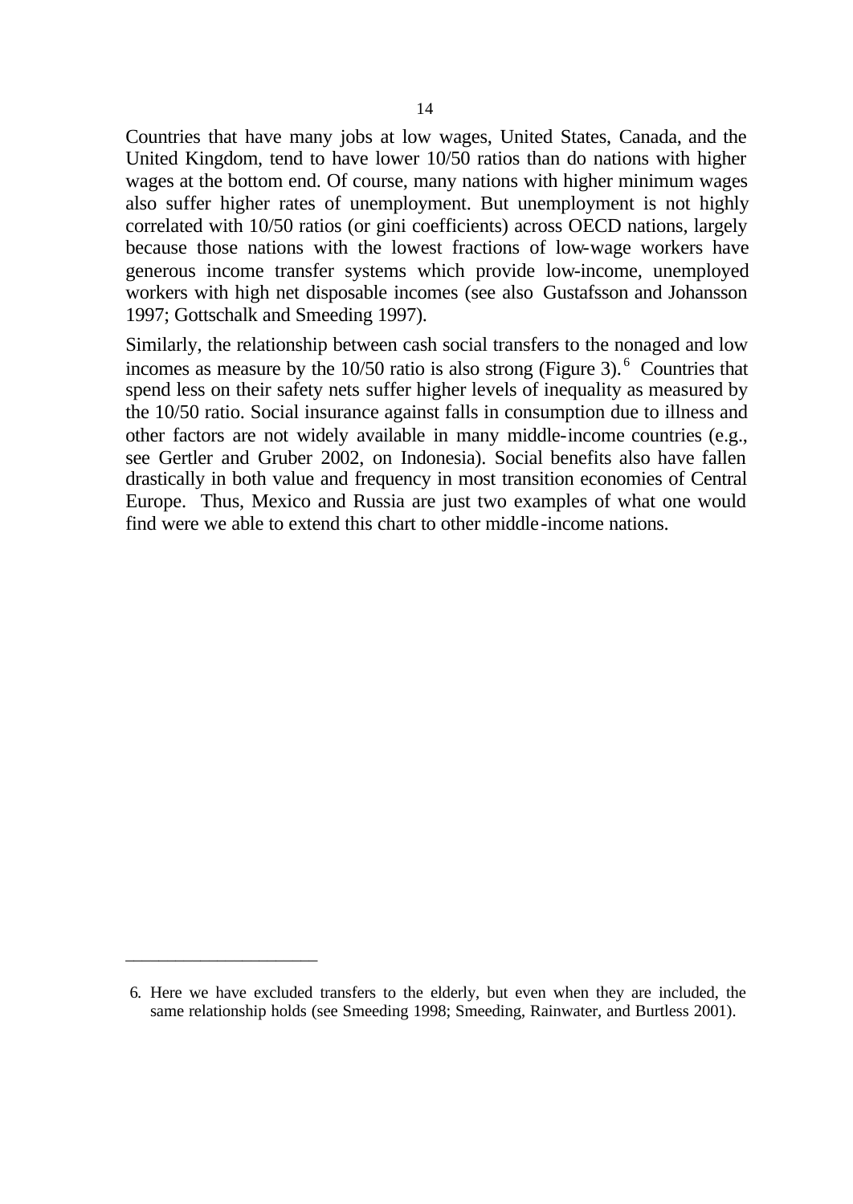Countries that have many jobs at low wages, United States, Canada, and the United Kingdom, tend to have lower 10/50 ratios than do nations with higher wages at the bottom end. Of course, many nations with higher minimum wages also suffer higher rates of unemployment. But unemployment is not highly correlated with 10/50 ratios (or gini coefficients) across OECD nations, largely because those nations with the lowest fractions of low-wage workers have generous income transfer systems which provide low-income, unemployed workers with high net disposable incomes (see also Gustafsson and Johansson 1997; Gottschalk and Smeeding 1997).

Similarly, the relationship between cash social transfers to the nonaged and low incomes as measure by the 10/50 ratio is also strong (Figure 3).[6] Countries that spend less on their safety nets suffer higher levels of inequality as measured by the 10/50 ratio. Social insurance against falls in consumption due to illness and other factors are not widely available in many middle-income countries (e.g., see Gertler and Gruber 2002, on Indonesia). Social benefits also have fallen drastically in both value and frequency in most transition economies of Central Europe. Thus, Mexico and Russia are just two examples of what one would find were we able to extend this chart to other middle-income nations.

---

6. Here we have excluded transfers to the elderly, but even when they are included, the same relationship holds (see Smeeding 1998; Smeeding, Rainwater, and Burtless 2001).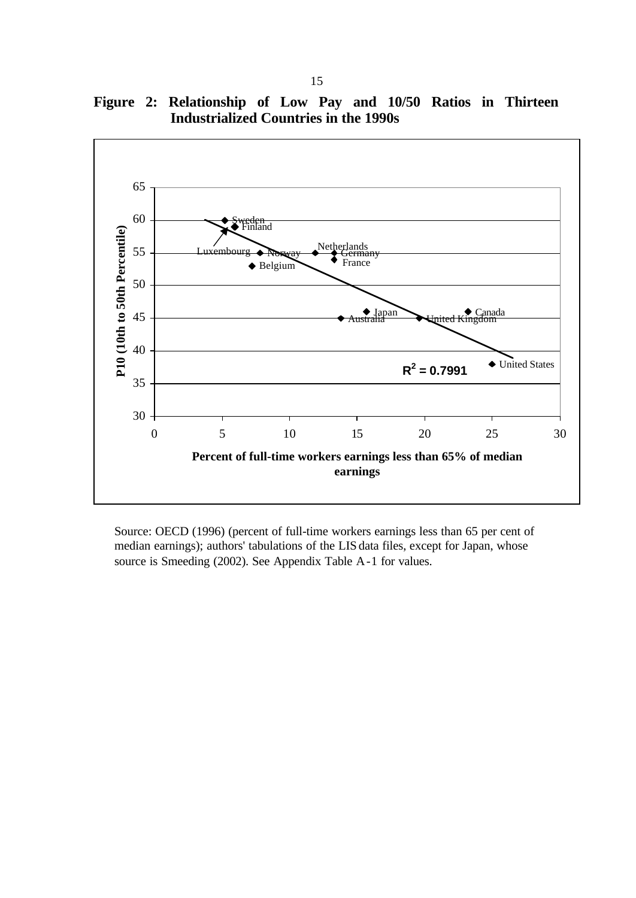**Figure 2: Relationship of Low Pay and 10/50 Ratios in Thirteen Industrialized Countries in the 1990s**

Source: OECD (1996) (percent of full-time workers earnings less than 65 per cent of median earnings); authors' tabulations of the LIS data files, except for Japan, whose source is Smeeding (2002). See Appendix Table A-1 for values.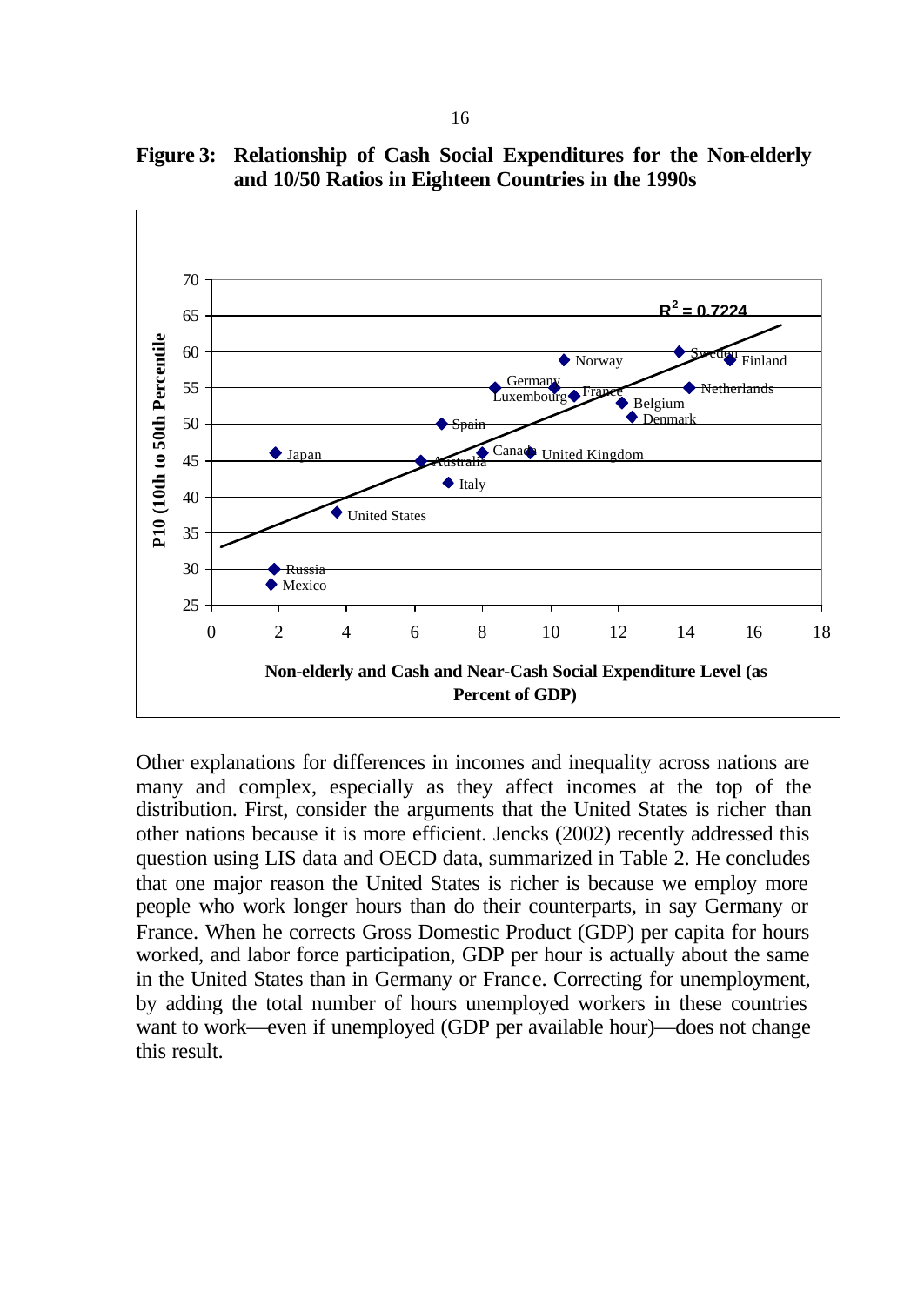**Figure 3: Relationship of Cash Social Expenditures for the Non-elderly and 10/50 Ratios in Eighteen Countries in the 1990s**

Other explanations for differences in incomes and inequality across nations are many and complex, especially as they affect incomes at the top of the distribution. First, consider the arguments that the United States is richer than other nations because it is more efficient. Jencks (2002) recently addressed this question using LIS data and OECD data, summarized in Table 2. He concludes that one major reason the United States is richer is because we employ more people who work longer hours than do their counterparts, in say Germany or France. When he corrects Gross Domestic Product (GDP) per capita for hours worked, and labor force participation, GDP per hour is actually about the same in the United States than in Germany or France. Correcting for unemployment, by adding the total number of hours unemployed workers in these countries want to work—even if unemployed (GDP per available hour)—does not change this result.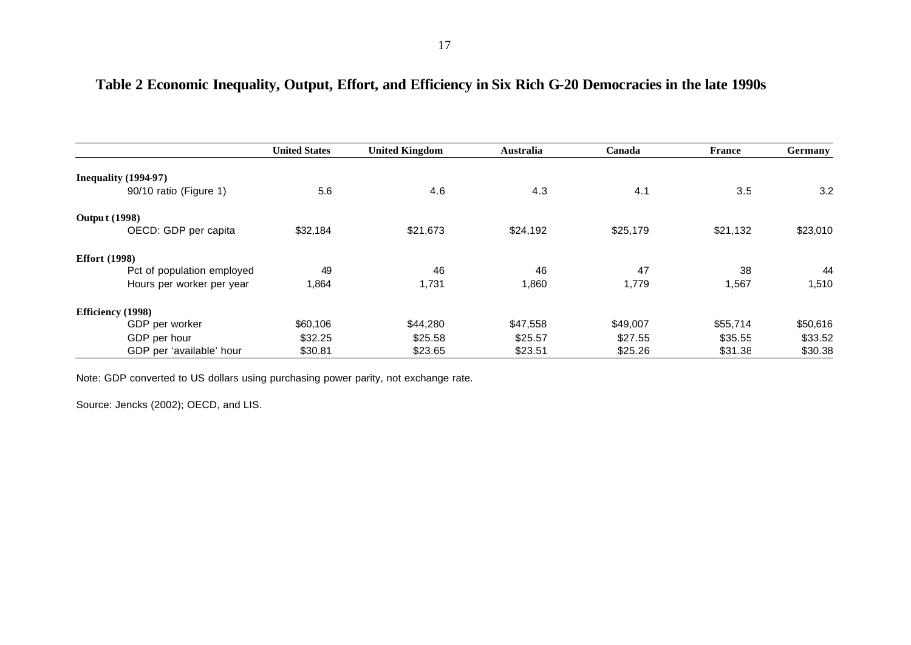**Table 2 Economic Inequality, Output, Effort, and Efficiency in Six Rich G-20 Democracies in the late 1990s**

| | United States | United Kingdom | Australia | Canada | France | Germany |
|---|---|---|---|---|---|---|
| **Inequality (1994-97)** | | | | | | |
| 90/10 ratio (Figure 1) | 5.6 | 4.6 | 4.3 | 4.1 | 3.5 | 3.2 |
| **Output (1998)** | | | | | | |
| OECD: GDP per capita | $32,184 | $21,673 | $24,192 | $25,179 | $21,132 | $23,010 |
| **Effort (1998)** | | | | | | |
| Pct of population employed | 49 | 46 | 46 | 47 | 38 | 44 |
| Hours per worker per year | 1,864 | 1,731 | 1,860 | 1,779 | 1,567 | 1,510 |
| **Efficiency (1998)** | | | | | | |
| GDP per worker | $60,106 | $44,280 | $47,558 | $49,007 | $55,714 | $50,616 |
| GDP per hour | $32.25 | $25.58 | $25.57 | $27.55 | $35.55 | $33.52 |
| GDP per 'available' hour | $30.81 | $23.65 | $23.51 | $25.26 | $31.38 | $30.38 |

Note: GDP converted to US dollars using purchasing power parity, not exchange rate.

Source: Jencks (2002); OECD, and LIS.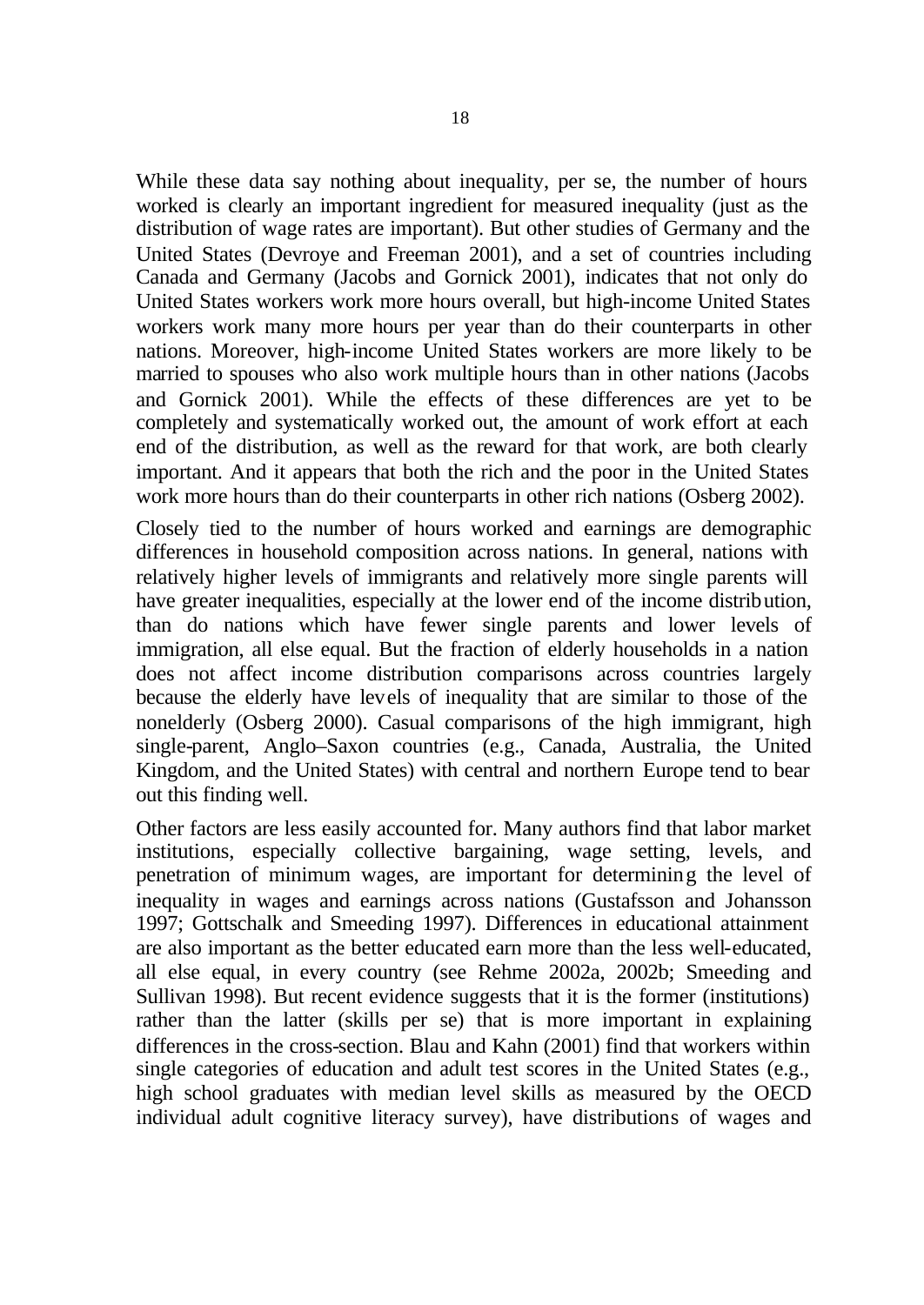While these data say nothing about inequality, per se, the number of hours worked is clearly an important ingredient for measured inequality (just as the distribution of wage rates are important). But other studies of Germany and the United States (Devroye and Freeman 2001), and a set of countries including Canada and Germany (Jacobs and Gornick 2001), indicates that not only do United States workers work more hours overall, but high-income United States workers work many more hours per year than do their counterparts in other nations. Moreover, high-income United States workers are more likely to be married to spouses who also work multiple hours than in other nations (Jacobs and Gornick 2001). While the effects of these differences are yet to be completely and systematically worked out, the amount of work effort at each end of the distribution, as well as the reward for that work, are both clearly important. And it appears that both the rich and the poor in the United States work more hours than do their counterparts in other rich nations (Osberg 2002).

Closely tied to the number of hours worked and earnings are demographic differences in household composition across nations. In general, nations with relatively higher levels of immigrants and relatively more single parents will have greater inequalities, especially at the lower end of the income distribution, than do nations which have fewer single parents and lower levels of immigration, all else equal. But the fraction of elderly households in a nation does not affect income distribution comparisons across countries largely because the elderly have levels of inequality that are similar to those of the nonelderly (Osberg 2000). Casual comparisons of the high immigrant, high single-parent, Anglo–Saxon countries (e.g., Canada, Australia, the United Kingdom, and the United States) with central and northern Europe tend to bear out this finding well.

Other factors are less easily accounted for. Many authors find that labor market institutions, especially collective bargaining, wage setting, levels, and penetration of minimum wages, are important for determining the level of inequality in wages and earnings across nations (Gustafsson and Johansson 1997; Gottschalk and Smeeding 1997). Differences in educational attainment are also important as the better educated earn more than the less well-educated, all else equal, in every country (see Rehme 2002a, 2002b; Smeeding and Sullivan 1998). But recent evidence suggests that it is the former (institutions) rather than the latter (skills per se) that is more important in explaining differences in the cross-section. Blau and Kahn (2001) find that workers within single categories of education and adult test scores in the United States (e.g., high school graduates with median level skills as measured by the OECD individual adult cognitive literacy survey), have distributions of wages and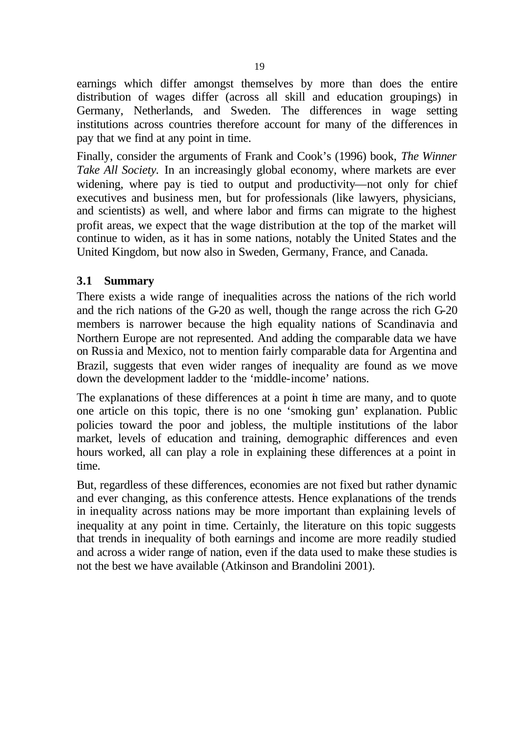earnings which differ amongst themselves by more than does the entire distribution of wages differ (across all skill and education groupings) in Germany, Netherlands, and Sweden. The differences in wage setting institutions across countries therefore account for many of the differences in pay that we find at any point in time.

Finally, consider the arguments of Frank and Cook's (1996) book, *The Winner Take All Society*. In an increasingly global economy, where markets are ever widening, where pay is tied to output and productivity—not only for chief executives and business men, but for professionals (like lawyers, physicians, and scientists) as well, and where labor and firms can migrate to the highest profit areas, we expect that the wage distribution at the top of the market will continue to widen, as it has in some nations, notably the United States and the United Kingdom, but now also in Sweden, Germany, France, and Canada.

### 3.1 Summary

There exists a wide range of inequalities across the nations of the rich world and the rich nations of the G-20 as well, though the range across the rich G-20 members is narrower because the high equality nations of Scandinavia and Northern Europe are not represented. And adding the comparable data we have on Russia and Mexico, not to mention fairly comparable data for Argentina and Brazil, suggests that even wider ranges of inequality are found as we move down the development ladder to the 'middle-income' nations.

The explanations of these differences at a point in time are many, and to quote one article on this topic, there is no one 'smoking gun' explanation. Public policies toward the poor and jobless, the multiple institutions of the labor market, levels of education and training, demographic differences and even hours worked, all can play a role in explaining these differences at a point in time.

But, regardless of these differences, economies are not fixed but rather dynamic and ever changing, as this conference attests. Hence explanations of the trends in inequality across nations may be more important than explaining levels of inequality at any point in time. Certainly, the literature on this topic suggests that trends in inequality of both earnings and income are more readily studied and across a wider range of nation, even if the data used to make these studies is not the best we have available (Atkinson and Brandolini 2001).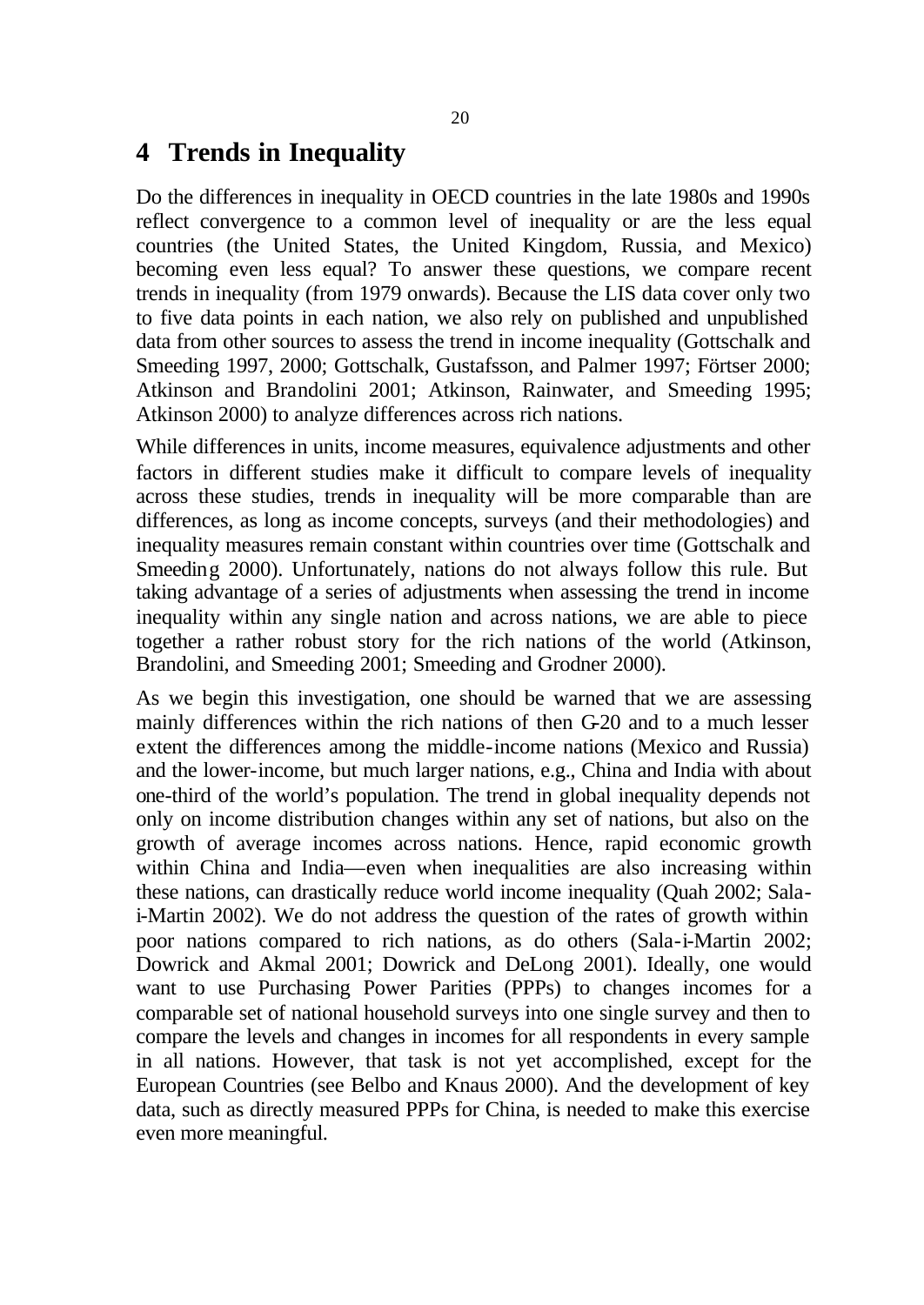# 4 Trends in Inequality

Do the differences in inequality in OECD countries in the late 1980s and 1990s reflect convergence to a common level of inequality or are the less equal countries (the United States, the United Kingdom, Russia, and Mexico) becoming even less equal? To answer these questions, we compare recent trends in inequality (from 1979 onwards). Because the LIS data cover only two to five data points in each nation, we also rely on published and unpublished data from other sources to assess the trend in income inequality (Gottschalk and Smeeding 1997, 2000; Gottschalk, Gustafsson, and Palmer 1997; Förtser 2000; Atkinson and Brandolini 2001; Atkinson, Rainwater, and Smeeding 1995; Atkinson 2000) to analyze differences across rich nations.

While differences in units, income measures, equivalence adjustments and other factors in different studies make it difficult to compare levels of inequality across these studies, trends in inequality will be more comparable than are differences, as long as income concepts, surveys (and their methodologies) and inequality measures remain constant within countries over time (Gottschalk and Smeeding 2000). Unfortunately, nations do not always follow this rule. But taking advantage of a series of adjustments when assessing the trend in income inequality within any single nation and across nations, we are able to piece together a rather robust story for the rich nations of the world (Atkinson, Brandolini, and Smeeding 2001; Smeeding and Grodner 2000).

As we begin this investigation, one should be warned that we are assessing mainly differences within the rich nations of then G-20 and to a much lesser extent the differences among the middle-income nations (Mexico and Russia) and the lower-income, but much larger nations, e.g., China and India with about one-third of the world's population. The trend in global inequality depends not only on income distribution changes within any set of nations, but also on the growth of average incomes across nations. Hence, rapid economic growth within China and India—even when inequalities are also increasing within these nations, can drastically reduce world income inequality (Quah 2002; Sala-i-Martin 2002). We do not address the question of the rates of growth within poor nations compared to rich nations, as do others (Sala-i-Martin 2002; Dowrick and Akmal 2001; Dowrick and DeLong 2001). Ideally, one would want to use Purchasing Power Parities (PPPs) to changes incomes for a comparable set of national household surveys into one single survey and then to compare the levels and changes in incomes for all respondents in every sample in all nations. However, that task is not yet accomplished, except for the European Countries (see Belbo and Knaus 2000). And the development of key data, such as directly measured PPPs for China, is needed to make this exercise even more meaningful.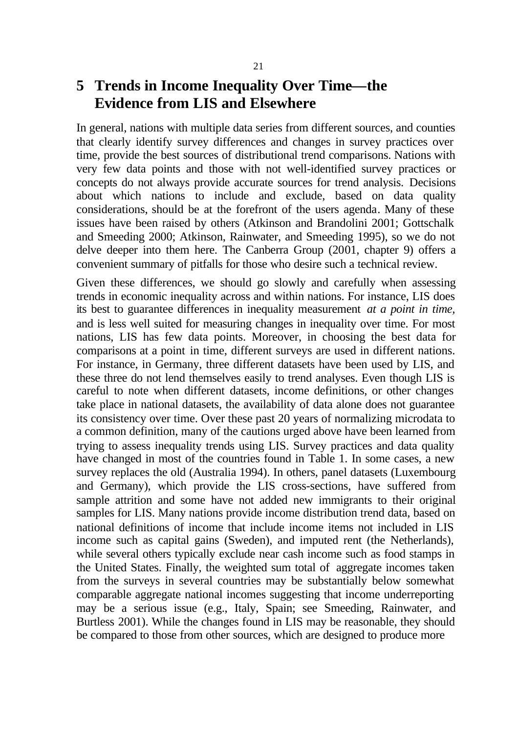# 5 Trends in Income Inequality Over Time—the Evidence from LIS and Elsewhere

In general, nations with multiple data series from different sources, and counties that clearly identify survey differences and changes in survey practices over time, provide the best sources of distributional trend comparisons. Nations with very few data points and those with not well-identified survey practices or concepts do not always provide accurate sources for trend analysis. Decisions about which nations to include and exclude, based on data quality considerations, should be at the forefront of the users agenda. Many of these issues have been raised by others (Atkinson and Brandolini 2001; Gottschalk and Smeeding 2000; Atkinson, Rainwater, and Smeeding 1995), so we do not delve deeper into them here. The Canberra Group (2001, chapter 9) offers a convenient summary of pitfalls for those who desire such a technical review.

Given these differences, we should go slowly and carefully when assessing trends in economic inequality across and within nations. For instance, LIS does its best to guarantee differences in inequality measurement *at a point in time*, and is less well suited for measuring changes in inequality over time. For most nations, LIS has few data points. Moreover, in choosing the best data for comparisons at a point in time, different surveys are used in different nations. For instance, in Germany, three different datasets have been used by LIS, and these three do not lend themselves easily to trend analyses. Even though LIS is careful to note when different datasets, income definitions, or other changes take place in national datasets, the availability of data alone does not guarantee its consistency over time. Over these past 20 years of normalizing microdata to a common definition, many of the cautions urged above have been learned from trying to assess inequality trends using LIS. Survey practices and data quality have changed in most of the countries found in Table 1. In some cases, a new survey replaces the old (Australia 1994). In others, panel datasets (Luxembourg and Germany), which provide the LIS cross-sections, have suffered from sample attrition and some have not added new immigrants to their original samples for LIS. Many nations provide income distribution trend data, based on national definitions of income that include income items not included in LIS income such as capital gains (Sweden), and imputed rent (the Netherlands), while several others typically exclude near cash income such as food stamps in the United States. Finally, the weighted sum total of aggregate incomes taken from the surveys in several countries may be substantially below somewhat comparable aggregate national incomes suggesting that income underreporting may be a serious issue (e.g., Italy, Spain; see Smeeding, Rainwater, and Burtless 2001). While the changes found in LIS may be reasonable, they should be compared to those from other sources, which are designed to produce more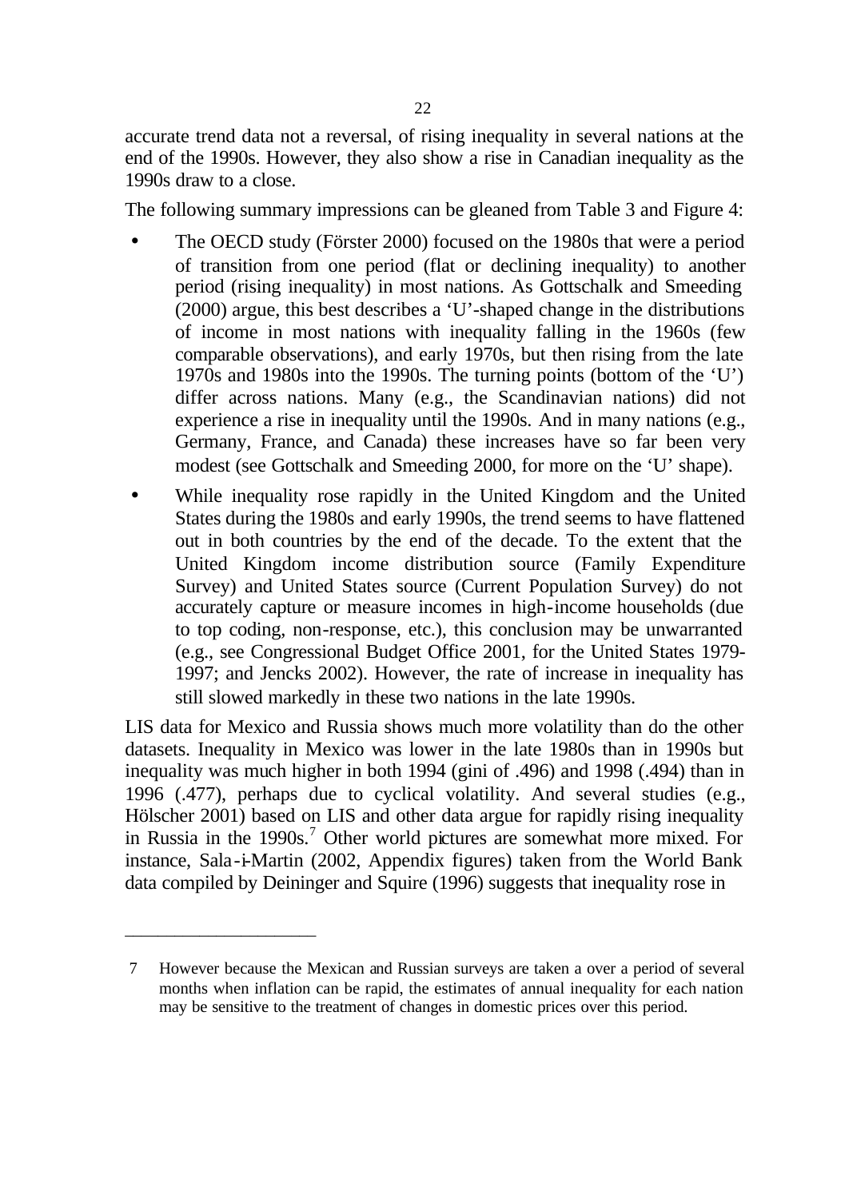accurate trend data not a reversal, of rising inequality in several nations at the end of the 1990s. However, they also show a rise in Canadian inequality as the 1990s draw to a close.

The following summary impressions can be gleaned from Table 3 and Figure 4:

- The OECD study (Förster 2000) focused on the 1980s that were a period of transition from one period (flat or declining inequality) to another period (rising inequality) in most nations. As Gottschalk and Smeeding (2000) argue, this best describes a 'U'-shaped change in the distributions of income in most nations with inequality falling in the 1960s (few comparable observations), and early 1970s, but then rising from the late 1970s and 1980s into the 1990s. The turning points (bottom of the 'U') differ across nations. Many (e.g., the Scandinavian nations) did not experience a rise in inequality until the 1990s. And in many nations (e.g., Germany, France, and Canada) these increases have so far been very modest (see Gottschalk and Smeeding 2000, for more on the 'U' shape).
- While inequality rose rapidly in the United Kingdom and the United States during the 1980s and early 1990s, the trend seems to have flattened out in both countries by the end of the decade. To the extent that the United Kingdom income distribution source (Family Expenditure Survey) and United States source (Current Population Survey) do not accurately capture or measure incomes in high-income households (due to top coding, non-response, etc.), this conclusion may be unwarranted (e.g., see Congressional Budget Office 2001, for the United States 1979-1997; and Jencks 2002). However, the rate of increase in inequality has still slowed markedly in these two nations in the late 1990s.

LIS data for Mexico and Russia shows much more volatility than do the other datasets. Inequality in Mexico was lower in the late 1980s than in 1990s but inequality was much higher in both 1994 (gini of .496) and 1998 (.494) than in 1996 (.477), perhaps due to cyclical volatility. And several studies (e.g., Hölscher 2001) based on LIS and other data argue for rapidly rising inequality in Russia in the 1990s.[7] Other world pictures are somewhat more mixed. For instance, Sala-i-Martin (2002, Appendix figures) taken from the World Bank data compiled by Deininger and Squire (1996) suggests that inequality rose in

---

7 However because the Mexican and Russian surveys are taken a over a period of several months when inflation can be rapid, the estimates of annual inequality for each nation may be sensitive to the treatment of changes in domestic prices over this period.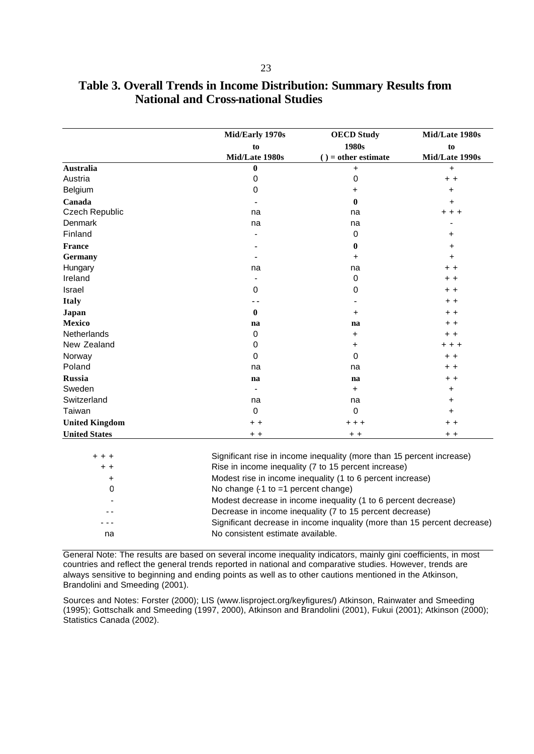## Table 3. Overall Trends in Income Distribution: Summary Results from National and Cross-national Studies

| | Mid/Early 1970s to Mid/Late 1980s | OECD Study 1980s ( ) = other estimate | Mid/Late 1980s to Mid/Late 1990s |
|---|---|---|---|
| **Australia** | **0** | + | + |
| Austria | 0 | 0 | + + |
| Belgium | 0 | + | + |
| **Canada** | - | **0** | + |
| Czech Republic | na | na | + + + |
| Denmark | na | na | - |
| Finland | - | 0 | + |
| **France** | - | **0** | + |
| **Germany** | - | + | + |
| Hungary | na | na | + + |
| Ireland | - | 0 | + + |
| Israel | 0 | 0 | + + |
| **Italy** | - - | - | + + |
| **Japan** | **0** | + | + + |
| **Mexico** | **na** | **na** | + + |
| Netherlands | 0 | + | + + |
| New Zealand | 0 | + | + + + |
| Norway | 0 | 0 | + + |
| Poland | na | na | + + |
| **Russia** | **na** | **na** | + + |
| Sweden | - | + | + |
| Switzerland | na | na | + |
| Taiwan | 0 | 0 | + |
| **United Kingdom** | + + | + + + | + + |
| **United States** | + + | + + | + + |

| | |
|---|---|
| + + + | Significant rise in income inequality (more than 15 percent increase) |
| + + | Rise in income inequality (7 to 15 percent increase) |
| + | Modest rise in income inequality (1 to 6 percent increase) |
| 0 | No change (-1 to =1 percent change) |
| - | Modest decrease in income inequality (1 to 6 percent decrease) |
| - - | Decrease in income inequality (7 to 15 percent decrease) |
| - - - | Significant decrease in income inquality (more than 15 percent decrease) |
| na | No consistent estimate available. |

General Note: The results are based on several income inequality indicators, mainly gini coefficients, in most countries and reflect the general trends reported in national and comparative studies. However, trends are always sensitive to beginning and ending points as well as to other cautions mentioned in the Atkinson, Brandolini and Smeeding (2001).

Sources and Notes: Forster (2000); LIS (www.lisproject.org/keyfigures/) Atkinson, Rainwater and Smeeding (1995); Gottschalk and Smeeding (1997, 2000), Atkinson and Brandolini (2001), Fukui (2001); Atkinson (2000); Statistics Canada (2002).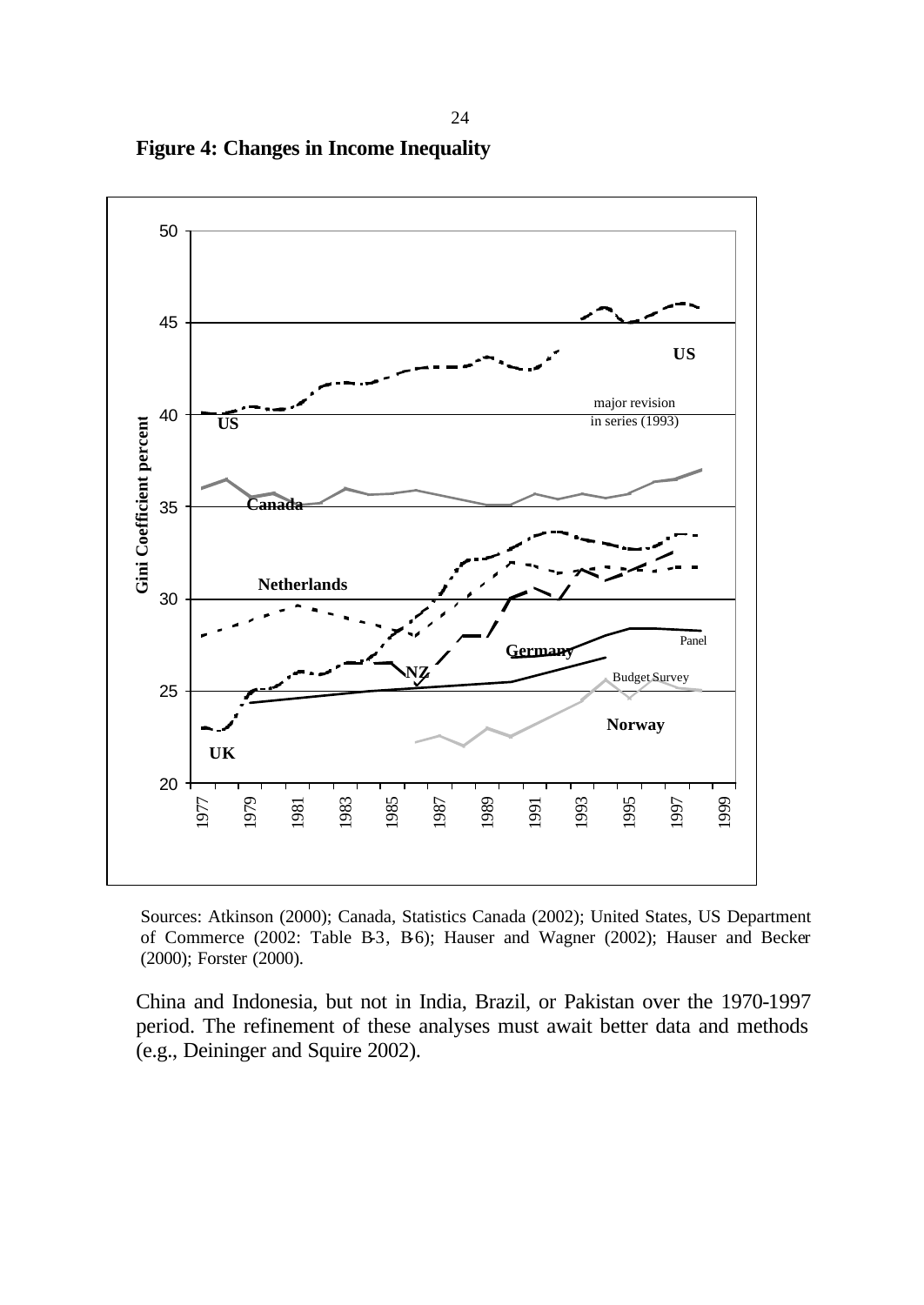**Figure 4: Changes in Income Inequality**

Sources: Atkinson (2000); Canada, Statistics Canada (2002); United States, US Department of Commerce (2002: Table B-3, B-6); Hauser and Wagner (2002); Hauser and Becker (2000); Forster (2000).

China and Indonesia, but not in India, Brazil, or Pakistan over the 1970-1997 period. The refinement of these analyses must await better data and methods (e.g., Deininger and Squire 2002).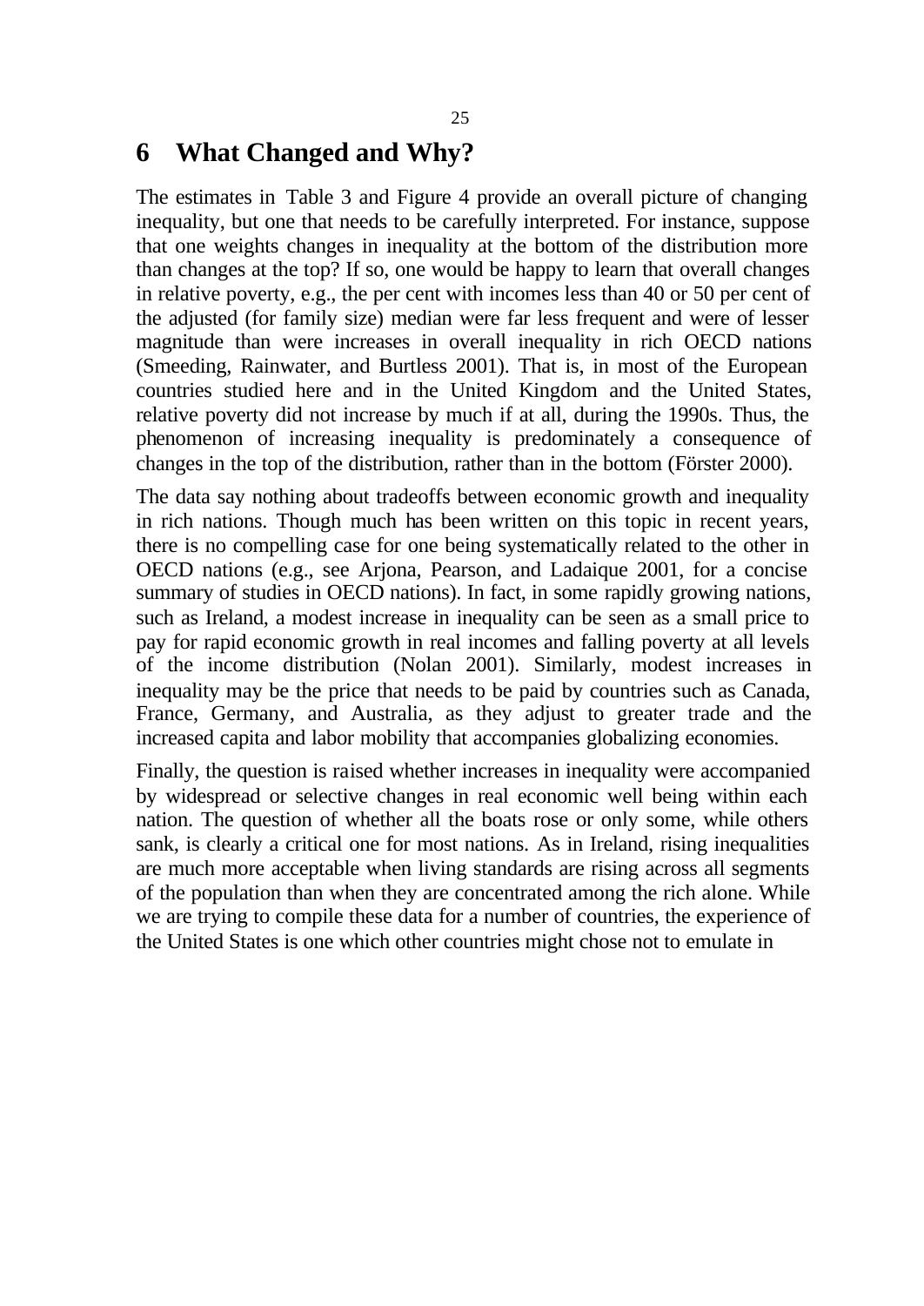## 6 What Changed and Why?

The estimates in Table 3 and Figure 4 provide an overall picture of changing inequality, but one that needs to be carefully interpreted. For instance, suppose that one weights changes in inequality at the bottom of the distribution more than changes at the top? If so, one would be happy to learn that overall changes in relative poverty, e.g., the per cent with incomes less than 40 or 50 per cent of the adjusted (for family size) median were far less frequent and were of lesser magnitude than were increases in overall inequality in rich OECD nations (Smeeding, Rainwater, and Burtless 2001). That is, in most of the European countries studied here and in the United Kingdom and the United States, relative poverty did not increase by much if at all, during the 1990s. Thus, the phenomenon of increasing inequality is predominately a consequence of changes in the top of the distribution, rather than in the bottom (Förster 2000).

The data say nothing about tradeoffs between economic growth and inequality in rich nations. Though much has been written on this topic in recent years, there is no compelling case for one being systematically related to the other in OECD nations (e.g., see Arjona, Pearson, and Ladaique 2001, for a concise summary of studies in OECD nations). In fact, in some rapidly growing nations, such as Ireland, a modest increase in inequality can be seen as a small price to pay for rapid economic growth in real incomes and falling poverty at all levels of the income distribution (Nolan 2001). Similarly, modest increases in inequality may be the price that needs to be paid by countries such as Canada, France, Germany, and Australia, as they adjust to greater trade and the increased capita and labor mobility that accompanies globalizing economies.

Finally, the question is raised whether increases in inequality were accompanied by widespread or selective changes in real economic well being within each nation. The question of whether all the boats rose or only some, while others sank, is clearly a critical one for most nations. As in Ireland, rising inequalities are much more acceptable when living standards are rising across all segments of the population than when they are concentrated among the rich alone. While we are trying to compile these data for a number of countries, the experience of the United States is one which other countries might chose not to emulate in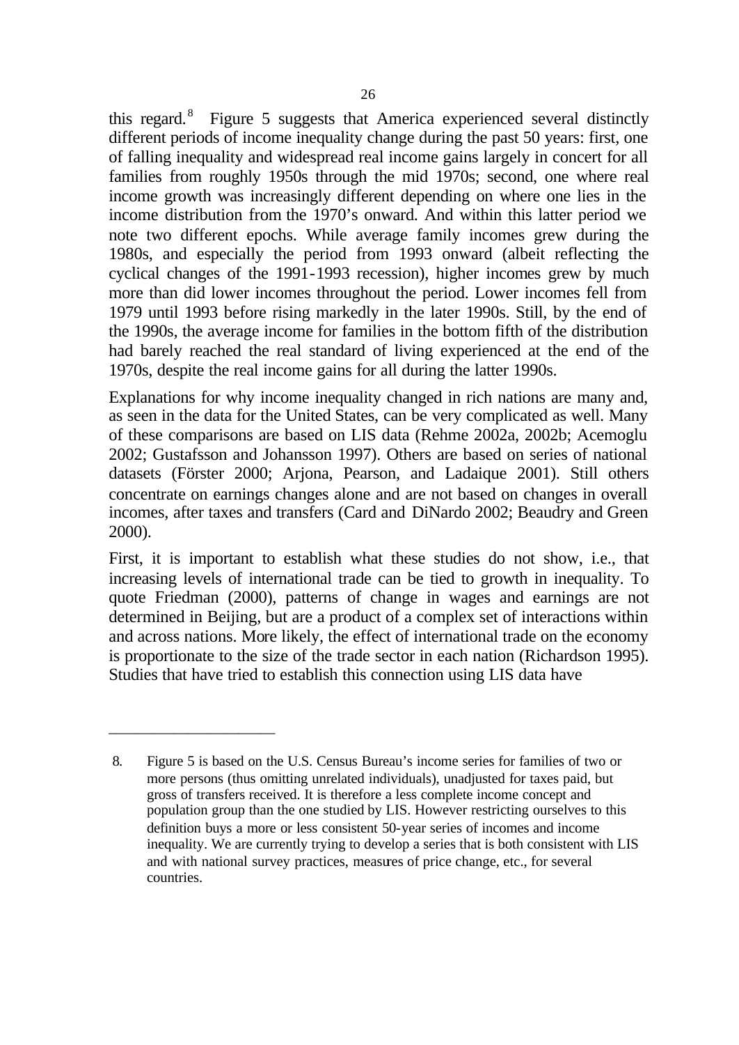this regard.[8] Figure 5 suggests that America experienced several distinctly different periods of income inequality change during the past 50 years: first, one of falling inequality and widespread real income gains largely in concert for all families from roughly 1950s through the mid 1970s; second, one where real income growth was increasingly different depending on where one lies in the income distribution from the 1970's onward. And within this latter period we note two different epochs. While average family incomes grew during the 1980s, and especially the period from 1993 onward (albeit reflecting the cyclical changes of the 1991-1993 recession), higher incomes grew by much more than did lower incomes throughout the period. Lower incomes fell from 1979 until 1993 before rising markedly in the later 1990s. Still, by the end of the 1990s, the average income for families in the bottom fifth of the distribution had barely reached the real standard of living experienced at the end of the 1970s, despite the real income gains for all during the latter 1990s.

Explanations for why income inequality changed in rich nations are many and, as seen in the data for the United States, can be very complicated as well. Many of these comparisons are based on LIS data (Rehme 2002a, 2002b; Acemoglu 2002; Gustafsson and Johansson 1997). Others are based on series of national datasets (Förster 2000; Arjona, Pearson, and Ladaique 2001). Still others concentrate on earnings changes alone and are not based on changes in overall incomes, after taxes and transfers (Card and DiNardo 2002; Beaudry and Green 2000).

First, it is important to establish what these studies do not show, i.e., that increasing levels of international trade can be tied to growth in inequality. To quote Friedman (2000), patterns of change in wages and earnings are not determined in Beijing, but are a product of a complex set of interactions within and across nations. More likely, the effect of international trade on the economy is proportionate to the size of the trade sector in each nation (Richardson 1995). Studies that have tried to establish this connection using LIS data have

---

8. Figure 5 is based on the U.S. Census Bureau's income series for families of two or more persons (thus omitting unrelated individuals), unadjusted for taxes paid, but gross of transfers received. It is therefore a less complete income concept and population group than the one studied by LIS. However restricting ourselves to this definition buys a more or less consistent 50-year series of incomes and income inequality. We are currently trying to develop a series that is both consistent with LIS and with national survey practices, measures of price change, etc., for several countries.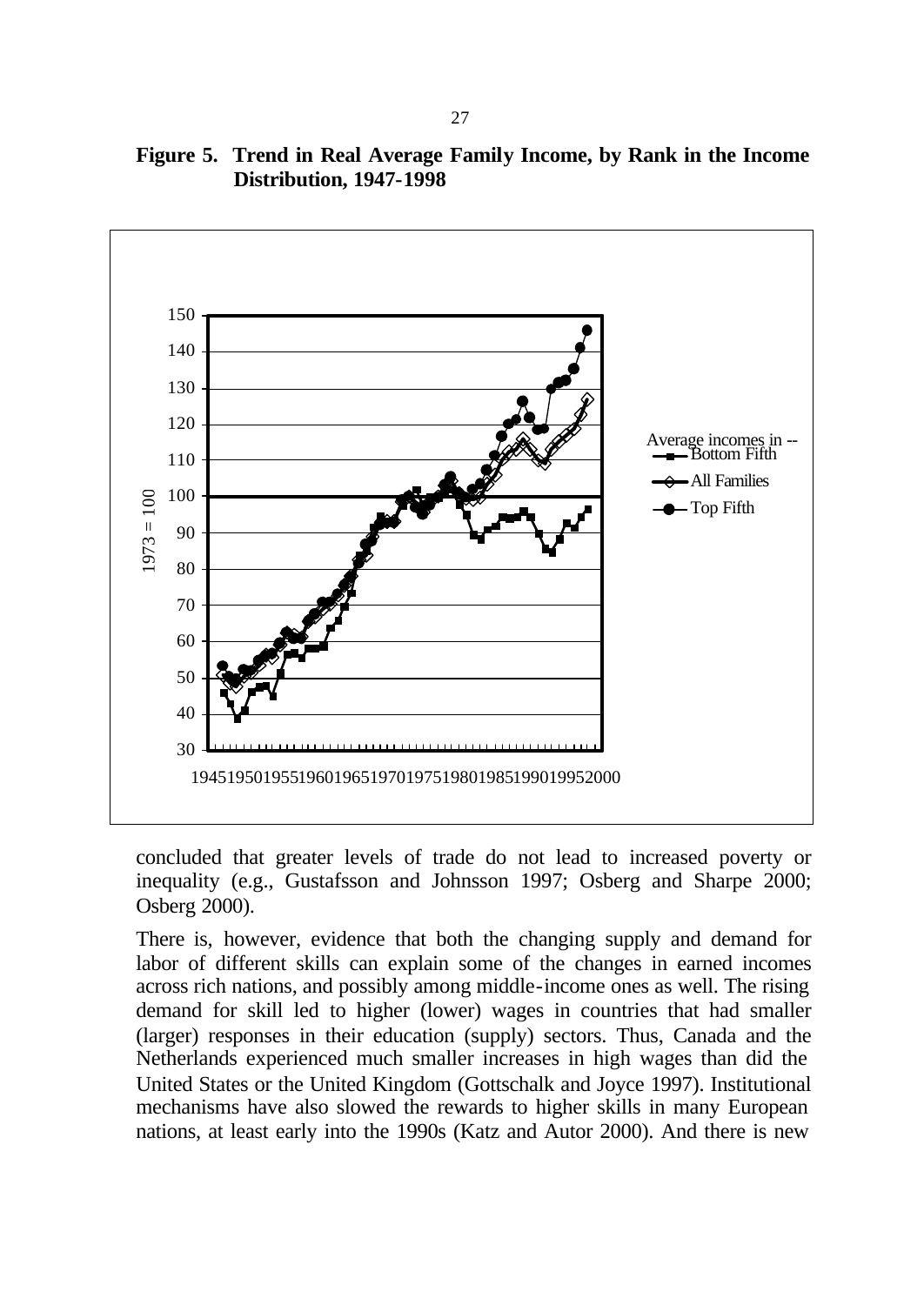**Figure 5. Trend in Real Average Family Income, by Rank in the Income Distribution, 1947-1998**

concluded that greater levels of trade do not lead to increased poverty or inequality (e.g., Gustafsson and Johnsson 1997; Osberg and Sharpe 2000; Osberg 2000).

There is, however, evidence that both the changing supply and demand for labor of different skills can explain some of the changes in earned incomes across rich nations, and possibly among middle-income ones as well. The rising demand for skill led to higher (lower) wages in countries that had smaller (larger) responses in their education (supply) sectors. Thus, Canada and the Netherlands experienced much smaller increases in high wages than did the United States or the United Kingdom (Gottschalk and Joyce 1997). Institutional mechanisms have also slowed the rewards to higher skills in many European nations, at least early into the 1990s (Katz and Autor 2000). And there is new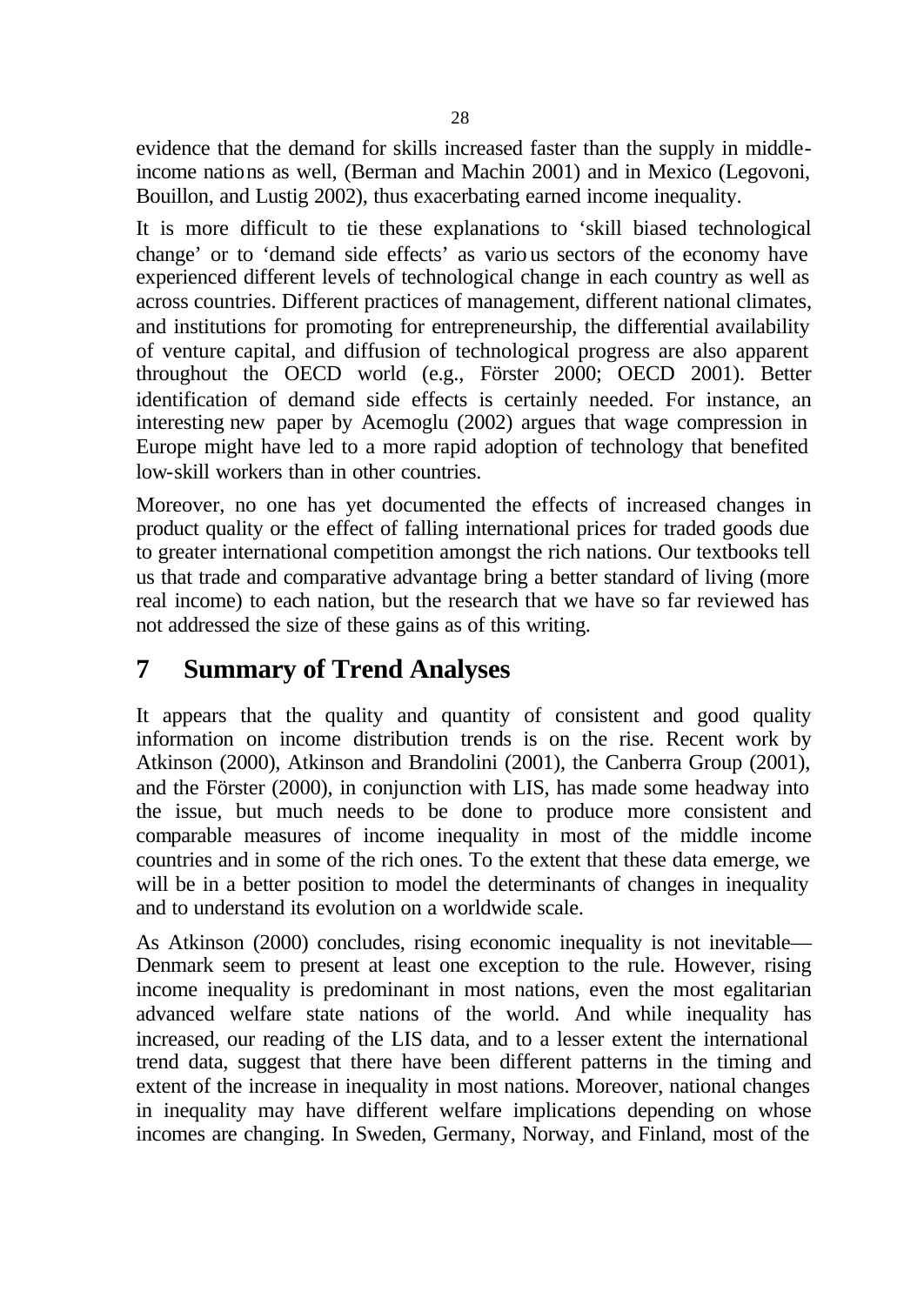evidence that the demand for skills increased faster than the supply in middle-income nations as well, (Berman and Machin 2001) and in Mexico (Legovoni, Bouillon, and Lustig 2002), thus exacerbating earned income inequality.

It is more difficult to tie these explanations to 'skill biased technological change' or to 'demand side effects' as various sectors of the economy have experienced different levels of technological change in each country as well as across countries. Different practices of management, different national climates, and institutions for promoting for entrepreneurship, the differential availability of venture capital, and diffusion of technological progress are also apparent throughout the OECD world (e.g., Förster 2000; OECD 2001). Better identification of demand side effects is certainly needed. For instance, an interesting new paper by Acemoglu (2002) argues that wage compression in Europe might have led to a more rapid adoption of technology that benefited low-skill workers than in other countries.

Moreover, no one has yet documented the effects of increased changes in product quality or the effect of falling international prices for traded goods due to greater international competition amongst the rich nations. Our textbooks tell us that trade and comparative advantage bring a better standard of living (more real income) to each nation, but the research that we have so far reviewed has not addressed the size of these gains as of this writing.

# 7 Summary of Trend Analyses

It appears that the quality and quantity of consistent and good quality information on income distribution trends is on the rise. Recent work by Atkinson (2000), Atkinson and Brandolini (2001), the Canberra Group (2001), and the Förster (2000), in conjunction with LIS, has made some headway into the issue, but much needs to be done to produce more consistent and comparable measures of income inequality in most of the middle income countries and in some of the rich ones. To the extent that these data emerge, we will be in a better position to model the determinants of changes in inequality and to understand its evolution on a worldwide scale.

As Atkinson (2000) concludes, rising economic inequality is not inevitable—Denmark seem to present at least one exception to the rule. However, rising income inequality is predominant in most nations, even the most egalitarian advanced welfare state nations of the world. And while inequality has increased, our reading of the LIS data, and to a lesser extent the international trend data, suggest that there have been different patterns in the timing and extent of the increase in inequality in most nations. Moreover, national changes in inequality may have different welfare implications depending on whose incomes are changing. In Sweden, Germany, Norway, and Finland, most of the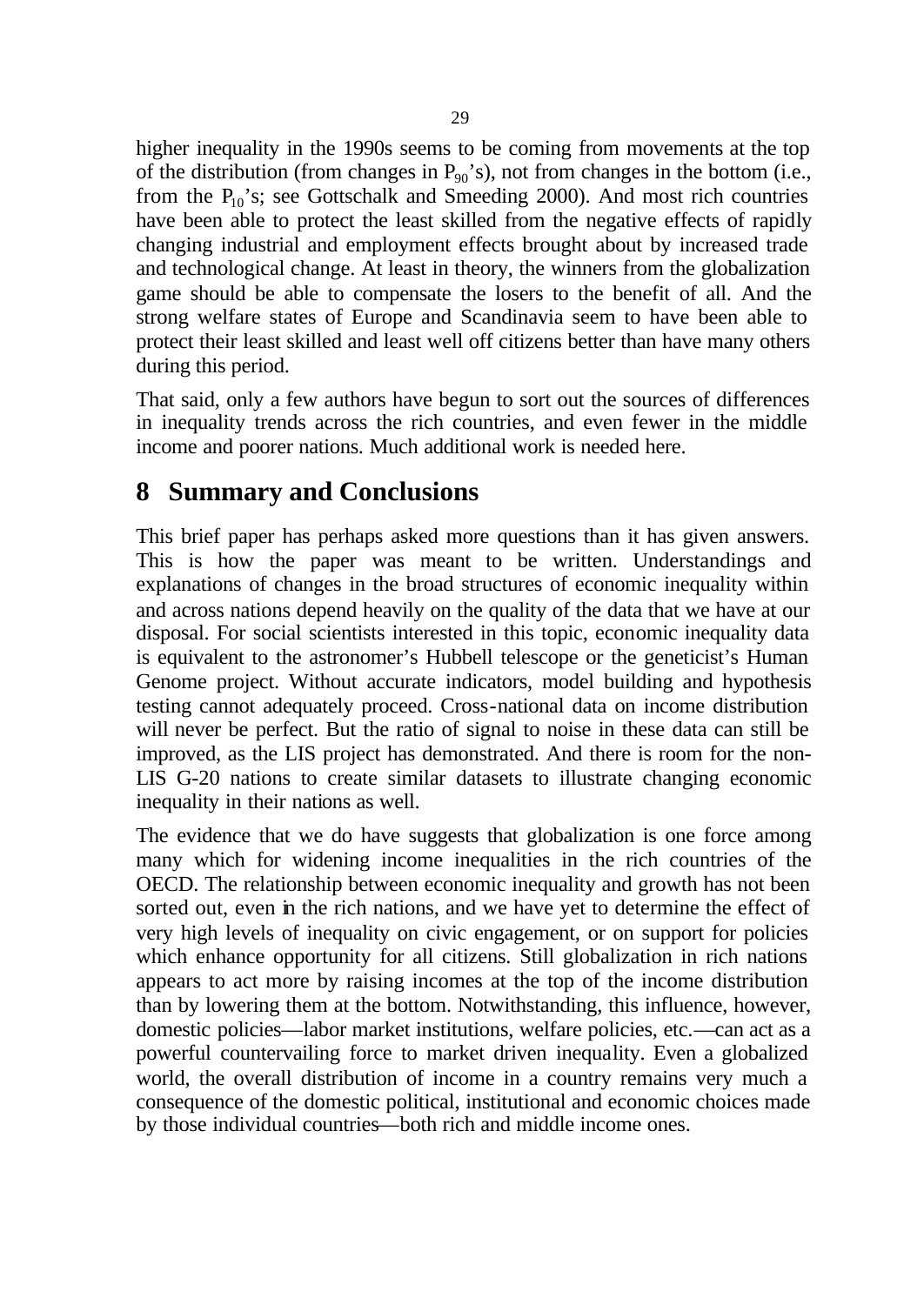higher inequality in the 1990s seems to be coming from movements at the top of the distribution (from changes in $P_{90}$'s), not from changes in the bottom (i.e., from the $P_{10}$'s; see Gottschalk and Smeeding 2000). And most rich countries have been able to protect the least skilled from the negative effects of rapidly changing industrial and employment effects brought about by increased trade and technological change. At least in theory, the winners from the globalization game should be able to compensate the losers to the benefit of all. And the strong welfare states of Europe and Scandinavia seem to have been able to protect their least skilled and least well off citizens better than have many others during this period.

That said, only a few authors have begun to sort out the sources of differences in inequality trends across the rich countries, and even fewer in the middle income and poorer nations. Much additional work is needed here.

# 8 Summary and Conclusions

This brief paper has perhaps asked more questions than it has given answers. This is how the paper was meant to be written. Understandings and explanations of changes in the broad structures of economic inequality within and across nations depend heavily on the quality of the data that we have at our disposal. For social scientists interested in this topic, economic inequality data is equivalent to the astronomer's Hubbell telescope or the geneticist's Human Genome project. Without accurate indicators, model building and hypothesis testing cannot adequately proceed. Cross-national data on income distribution will never be perfect. But the ratio of signal to noise in these data can still be improved, as the LIS project has demonstrated. And there is room for the non-LIS G-20 nations to create similar datasets to illustrate changing economic inequality in their nations as well.

The evidence that we do have suggests that globalization is one force among many which for widening income inequalities in the rich countries of the OECD. The relationship between economic inequality and growth has not been sorted out, even in the rich nations, and we have yet to determine the effect of very high levels of inequality on civic engagement, or on support for policies which enhance opportunity for all citizens. Still globalization in rich nations appears to act more by raising incomes at the top of the income distribution than by lowering them at the bottom. Notwithstanding, this influence, however, domestic policies—labor market institutions, welfare policies, etc.—can act as a powerful countervailing force to market driven inequality. Even a globalized world, the overall distribution of income in a country remains very much a consequence of the domestic political, institutional and economic choices made by those individual countries—both rich and middle income ones.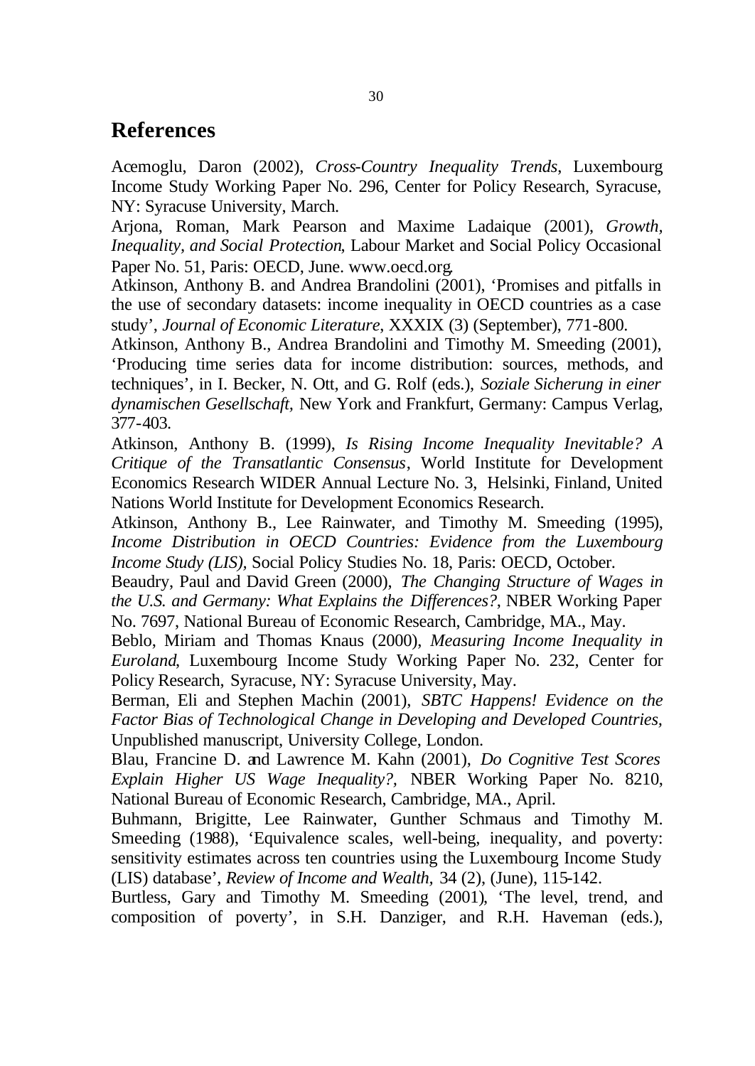# References

Acemoglu, Daron (2002), *Cross-Country Inequality Trends*, Luxembourg Income Study Working Paper No. 296, Center for Policy Research, Syracuse, NY: Syracuse University, March.

Arjona, Roman, Mark Pearson and Maxime Ladaique (2001), *Growth, Inequality, and Social Protection*, Labour Market and Social Policy Occasional Paper No. 51, Paris: OECD, June. www.oecd.org.

Atkinson, Anthony B. and Andrea Brandolini (2001), 'Promises and pitfalls in the use of secondary datasets: income inequality in OECD countries as a case study', *Journal of Economic Literature*, XXXIX (3) (September), 771-800.

Atkinson, Anthony B., Andrea Brandolini and Timothy M. Smeeding (2001), 'Producing time series data for income distribution: sources, methods, and techniques', in I. Becker, N. Ott, and G. Rolf (eds.), *Soziale Sicherung in einer dynamischen Gesellschaft,* New York and Frankfurt, Germany: Campus Verlag, 377-403.

Atkinson, Anthony B. (1999), *Is Rising Income Inequality Inevitable? A Critique of the Transatlantic Consensus*, World Institute for Development Economics Research WIDER Annual Lecture No. 3, Helsinki, Finland, United Nations World Institute for Development Economics Research.

Atkinson, Anthony B., Lee Rainwater, and Timothy M. Smeeding (1995), *Income Distribution in OECD Countries: Evidence from the Luxembourg Income Study (LIS),* Social Policy Studies No. 18, Paris: OECD, October.

Beaudry, Paul and David Green (2000), *The Changing Structure of Wages in the U.S. and Germany: What Explains the Differences?*, NBER Working Paper No. 7697, National Bureau of Economic Research, Cambridge, MA., May.

Beblo, Miriam and Thomas Knaus (2000), *Measuring Income Inequality in Euroland*, Luxembourg Income Study Working Paper No. 232, Center for Policy Research, Syracuse, NY: Syracuse University, May.

Berman, Eli and Stephen Machin (2001), *SBTC Happens! Evidence on the Factor Bias of Technological Change in Developing and Developed Countries*, Unpublished manuscript, University College, London.

Blau, Francine D. and Lawrence M. Kahn (2001), *Do Cognitive Test Scores Explain Higher US Wage Inequality?,* NBER Working Paper No. 8210, National Bureau of Economic Research, Cambridge, MA., April.

Buhmann, Brigitte, Lee Rainwater, Gunther Schmaus and Timothy M. Smeeding (1988), 'Equivalence scales, well-being, inequality, and poverty: sensitivity estimates across ten countries using the Luxembourg Income Study (LIS) database', *Review of Income and Wealth,* 34 (2), (June), 115-142.

Burtless, Gary and Timothy M. Smeeding (2001), 'The level, trend, and composition of poverty', in S.H. Danziger, and R.H. Haveman (eds.),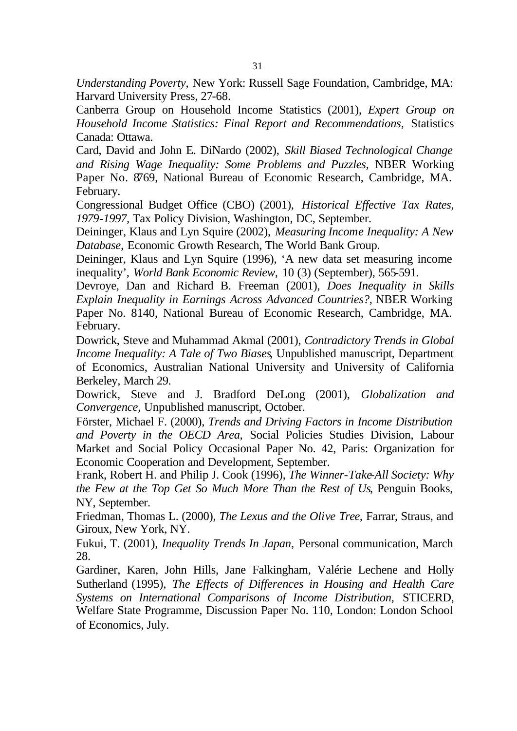*Understanding Poverty,* New York: Russell Sage Foundation, Cambridge, MA: Harvard University Press, 27-68.

Canberra Group on Household Income Statistics (2001), *Expert Group on Household Income Statistics: Final Report and Recommendations,* Statistics Canada: Ottawa.

Card, David and John E. DiNardo (2002), *Skill Biased Technological Change and Rising Wage Inequality: Some Problems and Puzzles,* NBER Working Paper No. 8769, National Bureau of Economic Research, Cambridge, MA. February.

Congressional Budget Office (CBO) (2001), *Historical Effective Tax Rates, 1979-1997,* Tax Policy Division, Washington, DC, September.

Deininger, Klaus and Lyn Squire (2002), *Measuring Income Inequality: A New Database,* Economic Growth Research, The World Bank Group.

Deininger, Klaus and Lyn Squire (1996), 'A new data set measuring income inequality', *World Bank Economic Review,* 10 (3) (September), 565-591.

Devroye, Dan and Richard B. Freeman (2001), *Does Inequality in Skills Explain Inequality in Earnings Across Advanced Countries?*, NBER Working Paper No. 8140, National Bureau of Economic Research, Cambridge, MA. February.

Dowrick, Steve and Muhammad Akmal (2001), *Contradictory Trends in Global Income Inequality: A Tale of Two Biases*, Unpublished manuscript, Department of Economics, Australian National University and University of California Berkeley, March 29.

Dowrick, Steve and J. Bradford DeLong (2001), *Globalization and Convergence*, Unpublished manuscript, October.

Förster, Michael F. (2000), *Trends and Driving Factors in Income Distribution and Poverty in the OECD Area,* Social Policies Studies Division, Labour Market and Social Policy Occasional Paper No. 42, Paris: Organization for Economic Cooperation and Development, September.

Frank, Robert H. and Philip J. Cook (1996), *The Winner-Take-All Society: Why the Few at the Top Get So Much More Than the Rest of Us*, Penguin Books, NY, September.

Friedman, Thomas L. (2000), *The Lexus and the Olive Tree,* Farrar, Straus, and Giroux, New York, NY.

Fukui, T. (2001), *Inequality Trends In Japan,* Personal communication, March 28.

Gardiner, Karen, John Hills, Jane Falkingham, Valérie Lechene and Holly Sutherland (1995), *The Effects of Differences in Housing and Health Care Systems on International Comparisons of Income Distribution,* STICERD, Welfare State Programme, Discussion Paper No. 110, London: London School of Economics, July.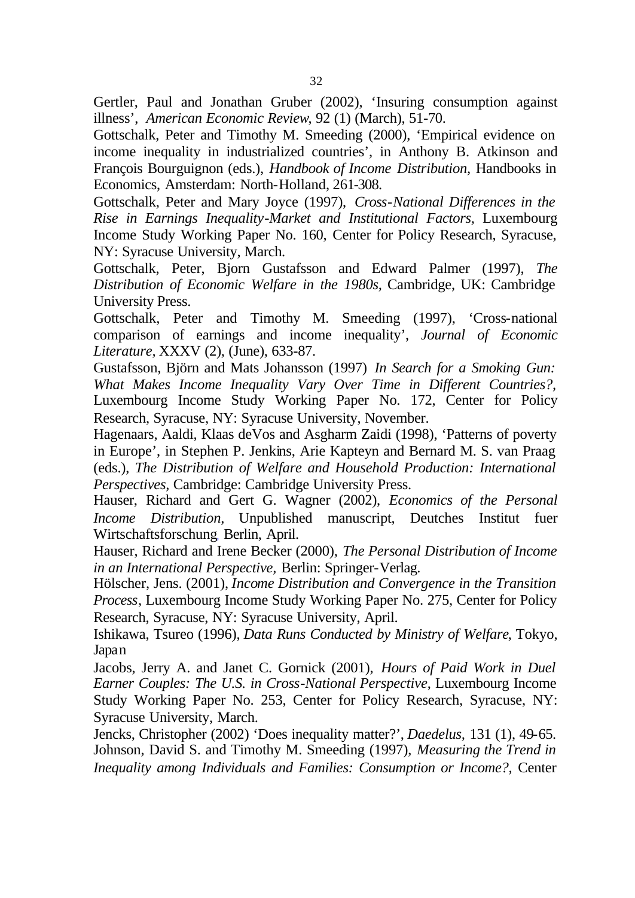Gertler, Paul and Jonathan Gruber (2002), 'Insuring consumption against illness', *American Economic Review*, 92 (1) (March), 51-70.

Gottschalk, Peter and Timothy M. Smeeding (2000), 'Empirical evidence on income inequality in industrialized countries', in Anthony B. Atkinson and François Bourguignon (eds.), *Handbook of Income Distribution*, Handbooks in Economics, Amsterdam: North-Holland, 261-308.

Gottschalk, Peter and Mary Joyce (1997), *Cross-National Differences in the Rise in Earnings Inequality-Market and Institutional Factors*, Luxembourg Income Study Working Paper No. 160, Center for Policy Research, Syracuse, NY: Syracuse University, March.

Gottschalk, Peter, Bjorn Gustafsson and Edward Palmer (1997), *The Distribution of Economic Welfare in the 1980s*, Cambridge, UK: Cambridge University Press.

Gottschalk, Peter and Timothy M. Smeeding (1997), 'Cross-national comparison of earnings and income inequality', *Journal of Economic Literature*, XXXV (2), (June), 633-87.

Gustafsson, Björn and Mats Johansson (1997) *In Search for a Smoking Gun: What Makes Income Inequality Vary Over Time in Different Countries?*, Luxembourg Income Study Working Paper No. 172, Center for Policy Research, Syracuse, NY: Syracuse University, November.

Hagenaars, Aaldi, Klaas deVos and Asgharm Zaidi (1998), 'Patterns of poverty in Europe', in Stephen P. Jenkins, Arie Kapteyn and Bernard M. S. van Praag (eds.), *The Distribution of Welfare and Household Production: International Perspectives*, Cambridge: Cambridge University Press.

Hauser, Richard and Gert G. Wagner (2002), *Economics of the Personal Income Distribution,* Unpublished manuscript, Deutches Institut fuer Wirtschaftsforschung, Berlin, April.

Hauser, Richard and Irene Becker (2000), *The Personal Distribution of Income in an International Perspective,* Berlin: Springer-Verlag.

Hölscher, Jens. (2001), *Income Distribution and Convergence in the Transition Process*, Luxembourg Income Study Working Paper No. 275, Center for Policy Research, Syracuse, NY: Syracuse University, April.

Ishikawa, Tsureo (1996), *Data Runs Conducted by Ministry of Welfare*, Tokyo, Japan

Jacobs, Jerry A. and Janet C. Gornick (2001), *Hours of Paid Work in Duel Earner Couples: The U.S. in Cross-National Perspective*, Luxembourg Income Study Working Paper No. 253, Center for Policy Research, Syracuse, NY: Syracuse University, March.

Jencks, Christopher (2002) 'Does inequality matter?', *Daedelus*, 131 (1), 49-65.

Johnson, David S. and Timothy M. Smeeding (1997), *Measuring the Trend in Inequality among Individuals and Families: Consumption or Income?,* Center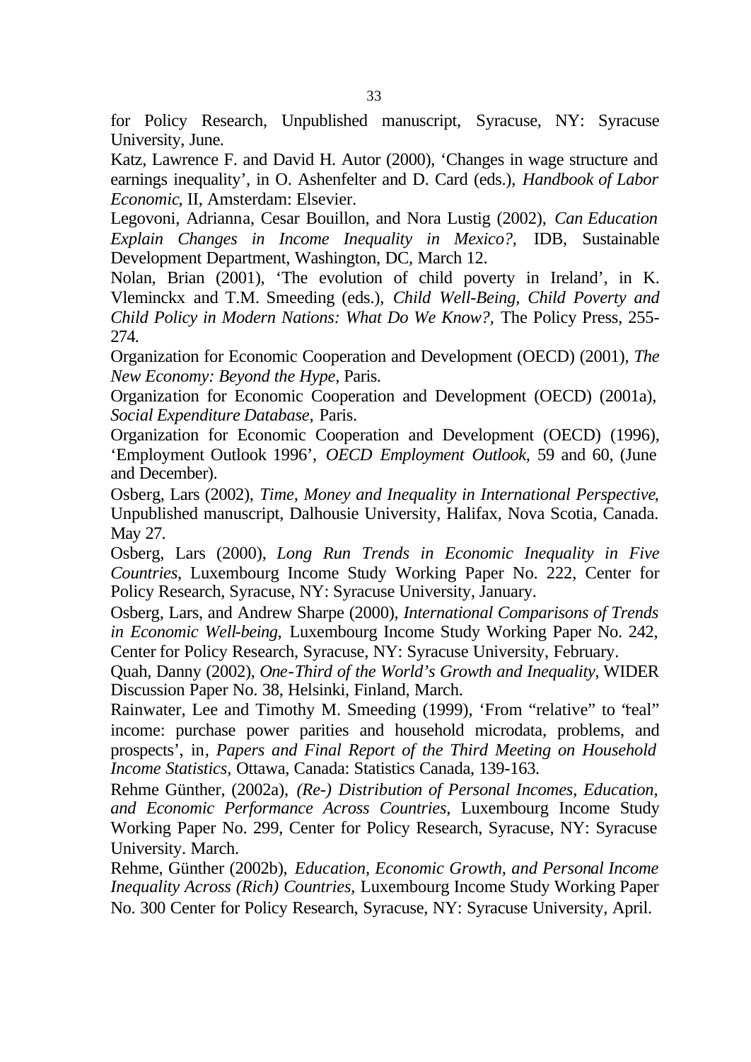for Policy Research, Unpublished manuscript, Syracuse, NY: Syracuse University, June.

Katz, Lawrence F. and David H. Autor (2000), 'Changes in wage structure and earnings inequality', in O. Ashenfelter and D. Card (eds.), *Handbook of Labor Economic*, II, Amsterdam: Elsevier.

Legovoni, Adrianna, Cesar Bouillon, and Nora Lustig (2002), *Can Education Explain Changes in Income Inequality in Mexico?*, IDB, Sustainable Development Department, Washington, DC, March 12.

Nolan, Brian (2001), 'The evolution of child poverty in Ireland', in K. Vleminckx and T.M. Smeeding (eds.), *Child Well-Being, Child Poverty and Child Policy in Modern Nations: What Do We Know?*, The Policy Press, 255-274.

Organization for Economic Cooperation and Development (OECD) (2001), *The New Economy: Beyond the Hype*, Paris.

Organization for Economic Cooperation and Development (OECD) (2001a), *Social Expenditure Database*, Paris.

Organization for Economic Cooperation and Development (OECD) (1996), 'Employment Outlook 1996', *OECD Employment Outlook*, 59 and 60, (June and December).

Osberg, Lars (2002), *Time, Money and Inequality in International Perspective*, Unpublished manuscript, Dalhousie University, Halifax, Nova Scotia, Canada. May 27.

Osberg, Lars (2000), *Long Run Trends in Economic Inequality in Five Countries*, Luxembourg Income Study Working Paper No. 222, Center for Policy Research, Syracuse, NY: Syracuse University, January.

Osberg, Lars, and Andrew Sharpe (2000), *International Comparisons of Trends in Economic Well-being*, Luxembourg Income Study Working Paper No. 242, Center for Policy Research, Syracuse, NY: Syracuse University, February.

Quah, Danny (2002), *One-Third of the World's Growth and Inequality*, WIDER Discussion Paper No. 38, Helsinki, Finland, March.

Rainwater, Lee and Timothy M. Smeeding (1999), 'From "relative" to "real" income: purchase power parities and household microdata, problems, and prospects', in, *Papers and Final Report of the Third Meeting on Household Income Statistics*, Ottawa, Canada: Statistics Canada, 139-163.

Rehme Günther, (2002a), *(Re-) Distribution of Personal Incomes, Education, and Economic Performance Across Countries*, Luxembourg Income Study Working Paper No. 299, Center for Policy Research, Syracuse, NY: Syracuse University. March.

Rehme, Günther (2002b), *Education, Economic Growth, and Personal Income Inequality Across (Rich) Countries*, Luxembourg Income Study Working Paper No. 300 Center for Policy Research, Syracuse, NY: Syracuse University, April.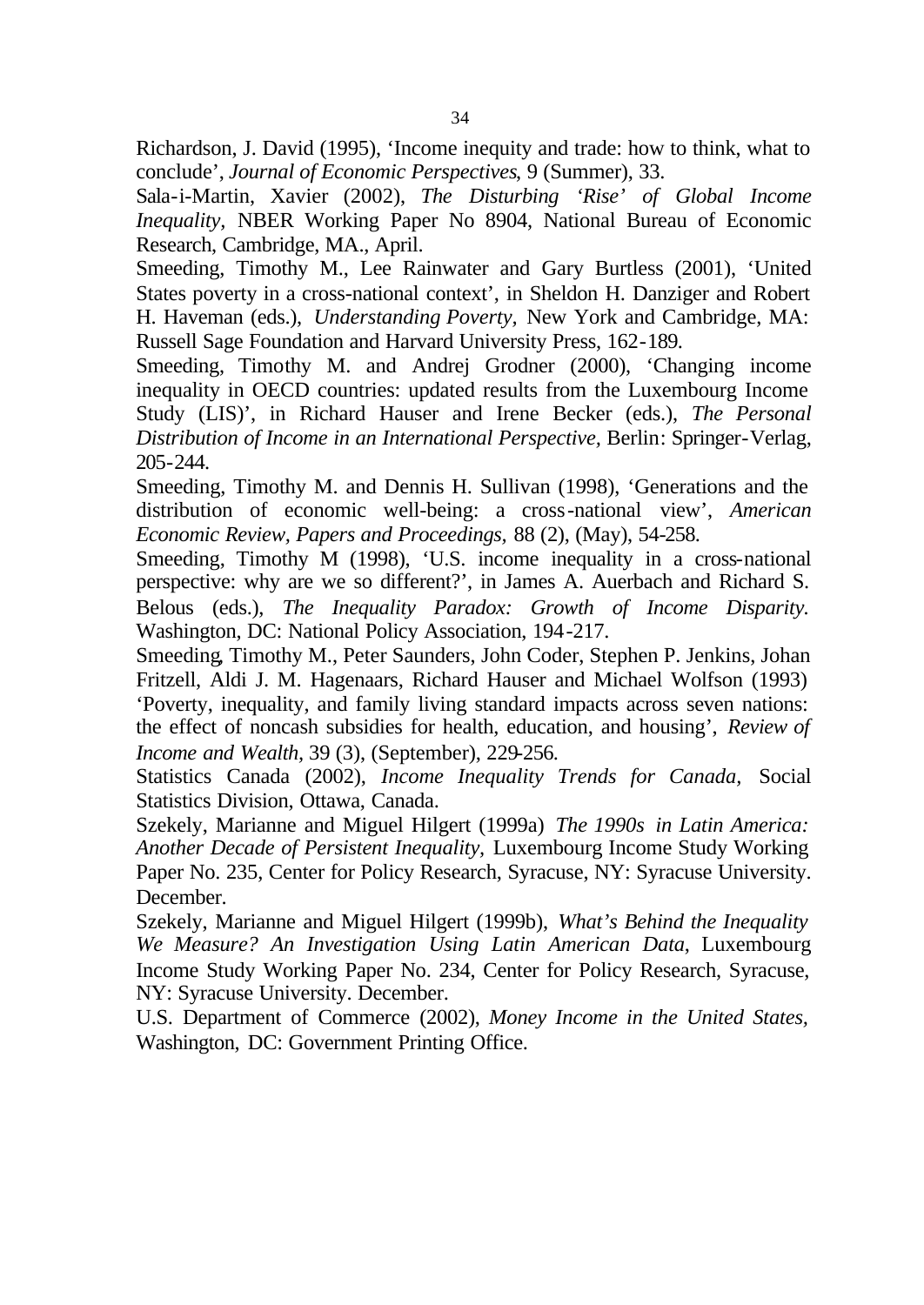Richardson, J. David (1995), 'Income inequity and trade: how to think, what to conclude', *Journal of Economic Perspectives*, 9 (Summer), 33.

Sala-i-Martin, Xavier (2002), *The Disturbing 'Rise' of Global Income Inequality*, NBER Working Paper No 8904, National Bureau of Economic Research, Cambridge, MA., April.

Smeeding, Timothy M., Lee Rainwater and Gary Burtless (2001), 'United States poverty in a cross-national context', in Sheldon H. Danziger and Robert H. Haveman (eds.), *Understanding Poverty*, New York and Cambridge, MA: Russell Sage Foundation and Harvard University Press, 162-189.

Smeeding, Timothy M. and Andrej Grodner (2000), 'Changing income inequality in OECD countries: updated results from the Luxembourg Income Study (LIS)', in Richard Hauser and Irene Becker (eds.), *The Personal Distribution of Income in an International Perspective*, Berlin: Springer-Verlag, 205-244.

Smeeding, Timothy M. and Dennis H. Sullivan (1998), 'Generations and the distribution of economic well-being: a cross-national view', *American Economic Review, Papers and Proceedings*, 88 (2), (May), 54-258.

Smeeding, Timothy M (1998), 'U.S. income inequality in a cross-national perspective: why are we so different?', in James A. Auerbach and Richard S. Belous (eds.), *The Inequality Paradox: Growth of Income Disparity.* Washington, DC: National Policy Association, 194-217.

Smeeding, Timothy M., Peter Saunders, John Coder, Stephen P. Jenkins, Johan Fritzell, Aldi J. M. Hagenaars, Richard Hauser and Michael Wolfson (1993) 'Poverty, inequality, and family living standard impacts across seven nations: the effect of noncash subsidies for health, education, and housing', *Review of Income and Wealth*, 39 (3), (September), 229-256.

Statistics Canada (2002), *Income Inequality Trends for Canada*, Social Statistics Division, Ottawa, Canada.

Szekely, Marianne and Miguel Hilgert (1999a) *The 1990s in Latin America: Another Decade of Persistent Inequality*, Luxembourg Income Study Working Paper No. 235, Center for Policy Research, Syracuse, NY: Syracuse University. December.

Szekely, Marianne and Miguel Hilgert (1999b), *What's Behind the Inequality We Measure? An Investigation Using Latin American Data*, Luxembourg Income Study Working Paper No. 234, Center for Policy Research, Syracuse, NY: Syracuse University. December.

U.S. Department of Commerce (2002), *Money Income in the United States*, Washington, DC: Government Printing Office.